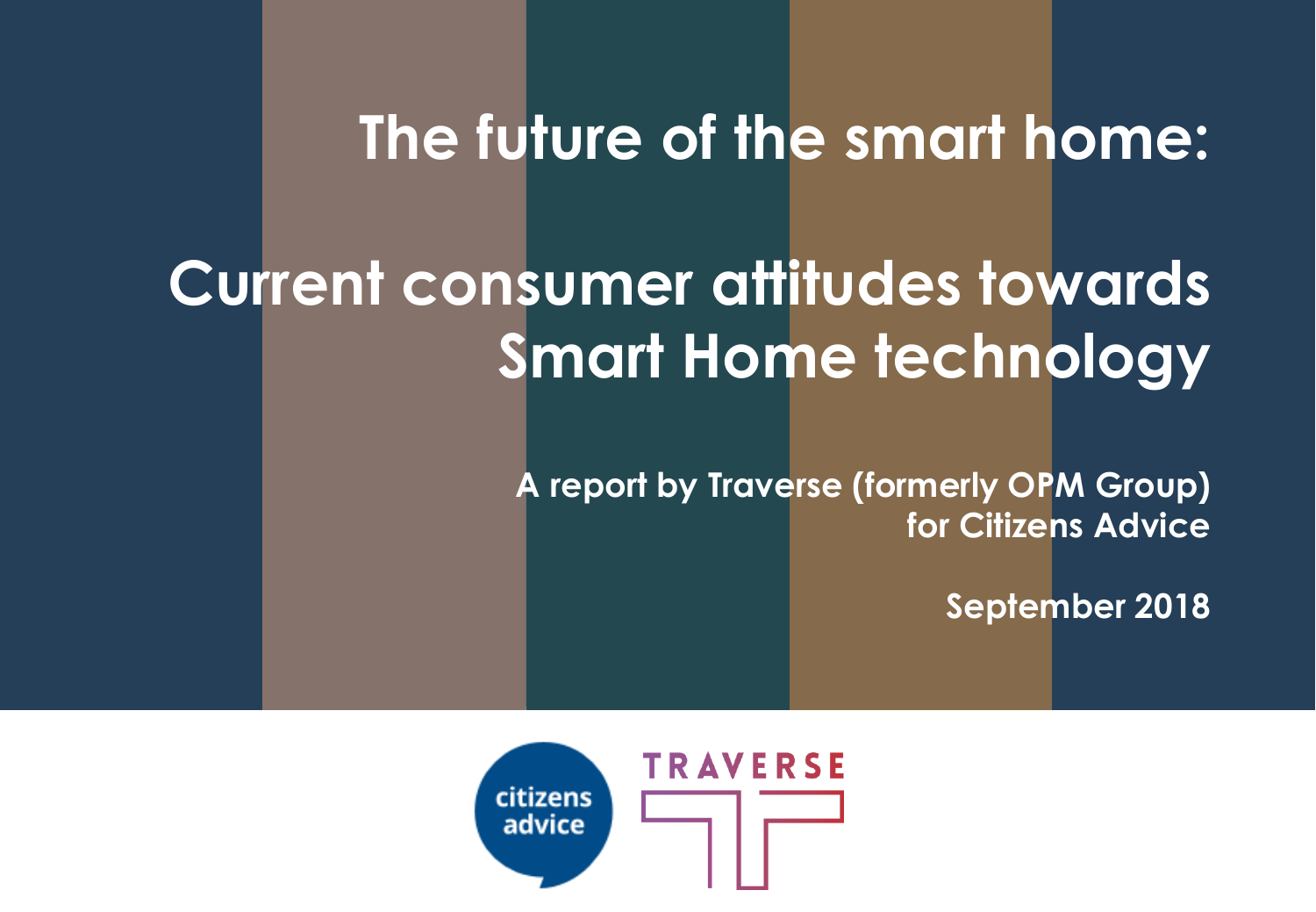# The future of the smart home:

# Current consumer attitudes towards Smart Home technology

**A report by Traverse (formerly OPM Group) for Citizens Advice**

**September 2018**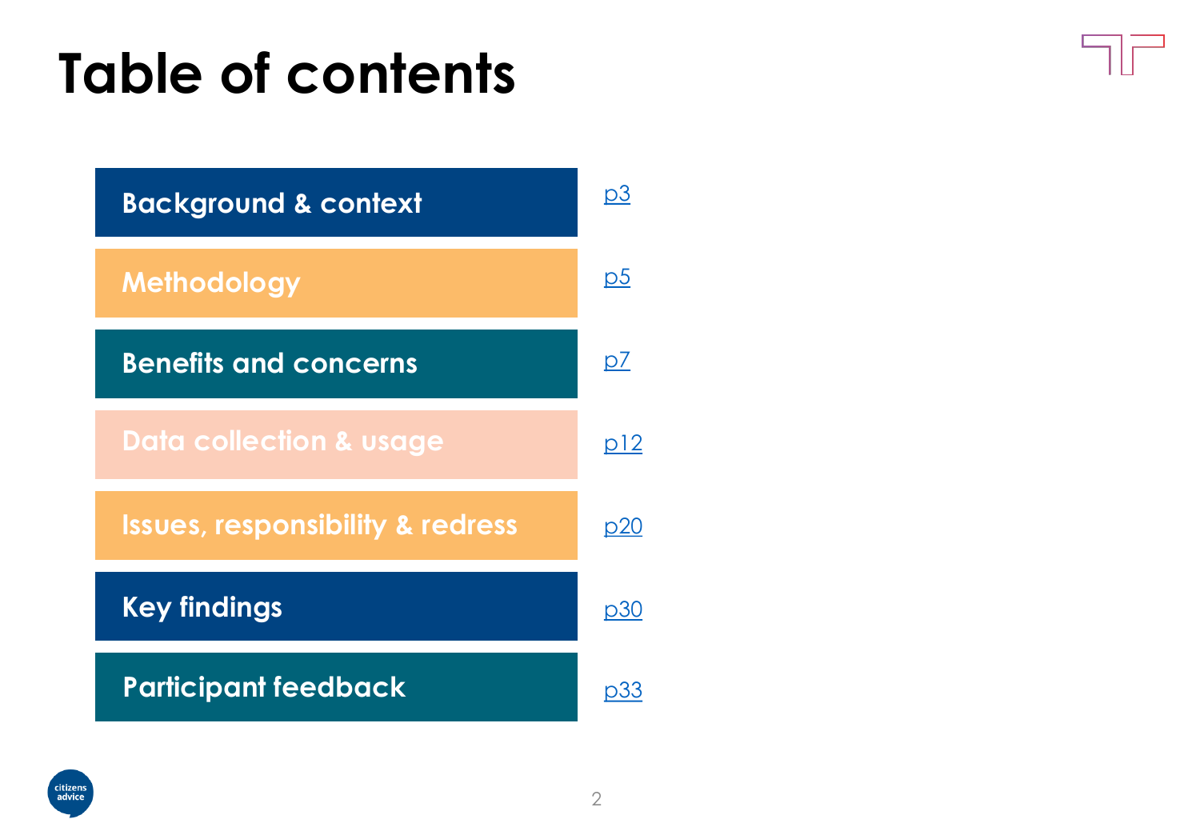# Table of contents

| Section | Page |
| --- | --- |
| Background & context | p3 |
| Methodology | p5 |
| Benefits and concerns | p7 |
| Data collection & usage | p12 |
| Issues, responsibility & redress | p20 |
| Key findings | p30 |
| Participant feedback | p33 |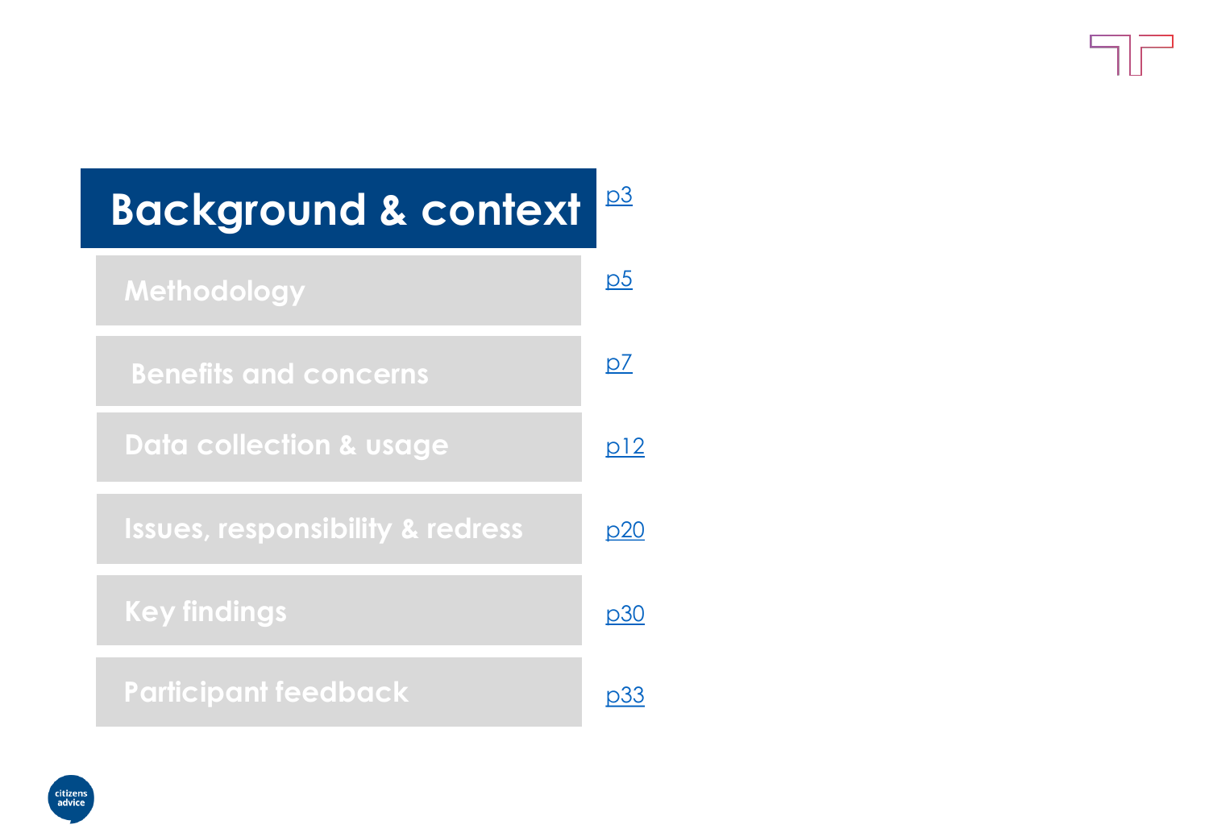# Background & context

p3

- Methodology p5
- Benefits and concerns p7
- Data collection & usage p12
- Issues, responsibility & redress p20
- Key findings p30
- Participant feedback p33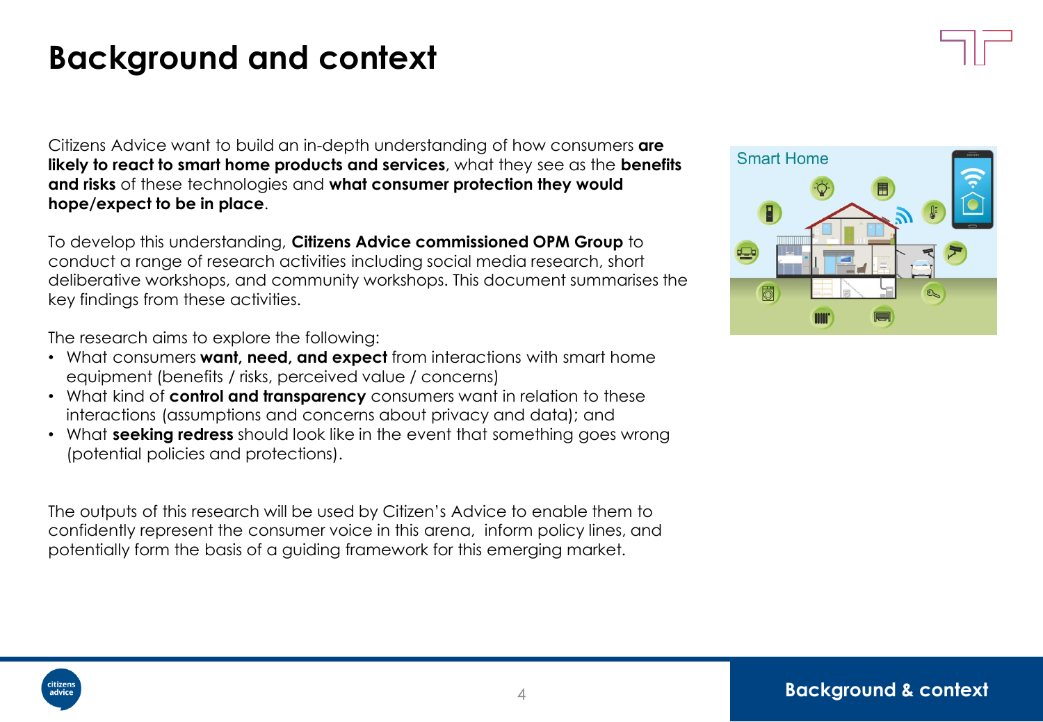# Background and context

Citizens Advice want to build an in-depth understanding of how consumers **are likely to react to smart home products and services**, what they see as the **benefits and risks** of these technologies and **what consumer protection they would hope/expect to be in place**.

To develop this understanding, **Citizens Advice commissioned OPM Group** to conduct a range of research activities including social media research, short deliberative workshops, and community workshops. This document summarises the key findings from these activities.

The research aims to explore the following:

- What consumers **want, need, and expect** from interactions with smart home equipment (benefits / risks, perceived value / concerns)
- What kind of **control and transparency** consumers want in relation to these interactions (assumptions and concerns about privacy and data); and
- What **seeking redress** should look like in the event that something goes wrong (potential policies and protections).

The outputs of this research will be used by Citizen's Advice to enable them to confidently represent the consumer voice in this arena, inform policy lines, and potentially form the basis of a guiding framework for this emerging market.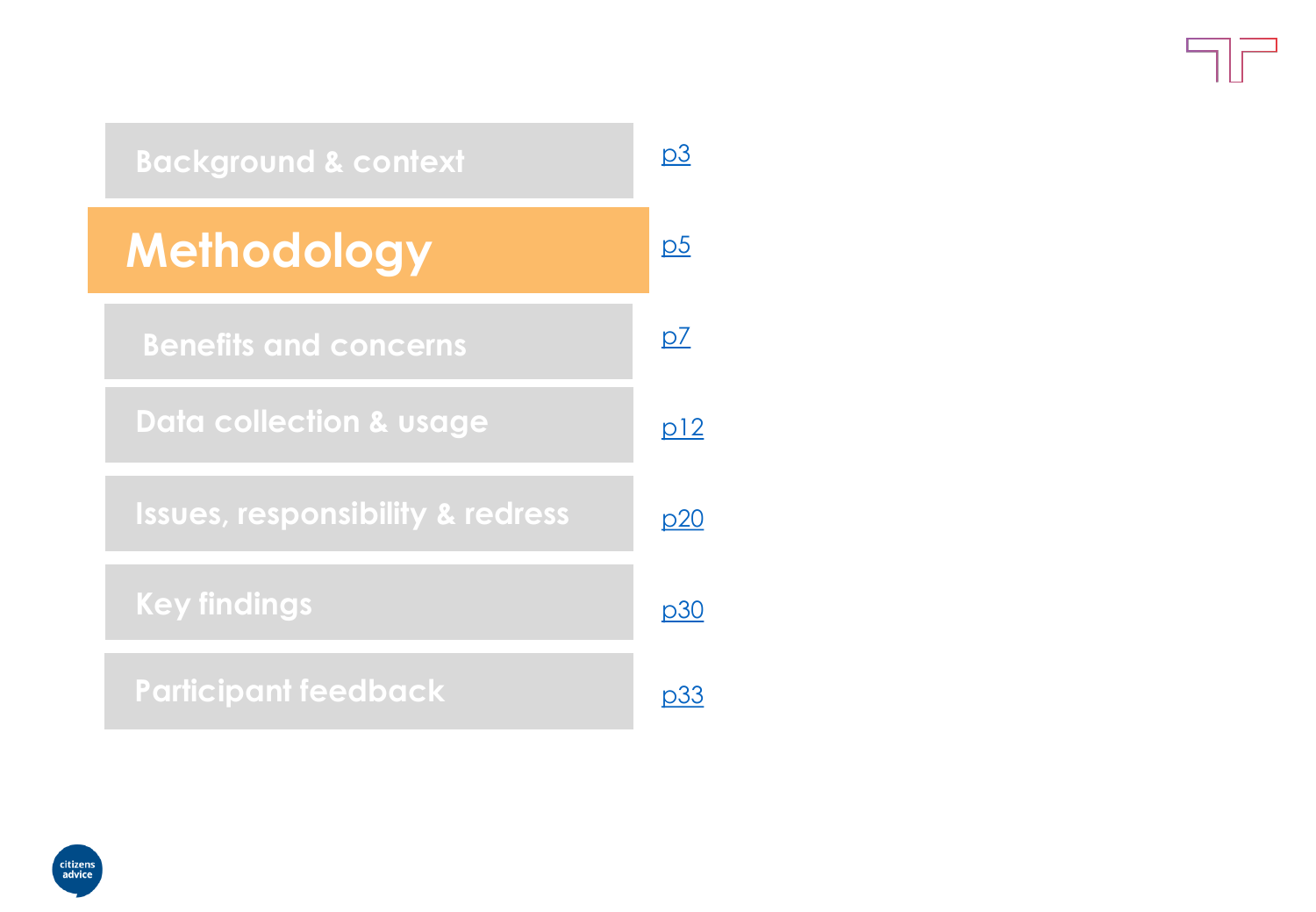Background & context — p3

# Methodology — p5

Benefits and concerns — p7

Data collection & usage — p12

Issues, responsibility & redress — p20

Key findings — p30

Participant feedback — p33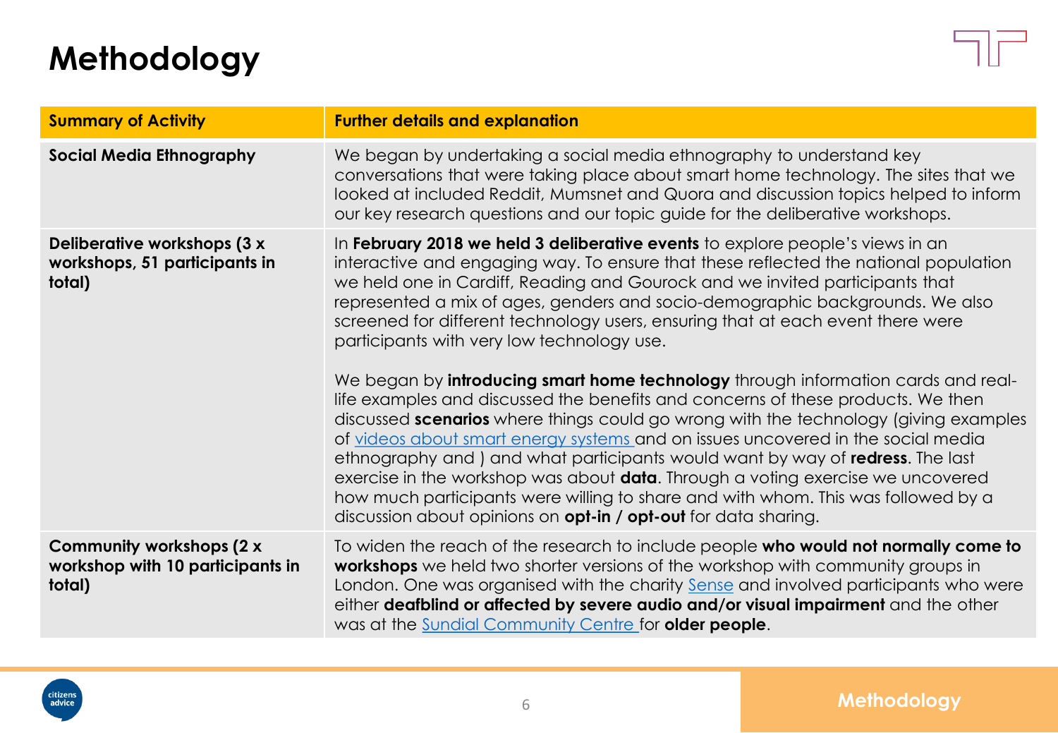# Methodology

| Summary of Activity | Further details and explanation |
|---|---|
| **Social Media Ethnography** | We began by undertaking a social media ethnography to understand key conversations that were taking place about smart home technology. The sites that we looked at included Reddit, Mumsnet and Quora and discussion topics helped to inform our key research questions and our topic guide for the deliberative workshops. |
| **Deliberative workshops (3 x workshops, 51 participants in total)** | In **February 2018 we held 3 deliberative events** to explore people's views in an interactive and engaging way. To ensure that these reflected the national population we held one in Cardiff, Reading and Gourock and we invited participants that represented a mix of ages, genders and socio-demographic backgrounds. We also screened for different technology users, ensuring that at each event there were participants with very low technology use.<br><br>We began by **introducing smart home technology** through information cards and real-life examples and discussed the benefits and concerns of these products. We then discussed **scenarios** where things could go wrong with the technology (giving examples of videos about smart energy systems and on issues uncovered in the social media ethnography and ) and what participants would want by way of **redress**. The last exercise in the workshop was about **data**. Through a voting exercise we uncovered how much participants were willing to share and with whom. This was followed by a discussion about opinions on **opt-in / opt-out** for data sharing. |
| **Community workshops (2 x workshop with 10 participants in total)** | To widen the reach of the research to include people **who would not normally come to workshops** we held two shorter versions of the workshop with community groups in London. One was organised with the charity Sense and involved participants who were either **deafblind or affected by severe audio and/or visual impairment** and the other was at the Sundial Community Centre for **older people**. |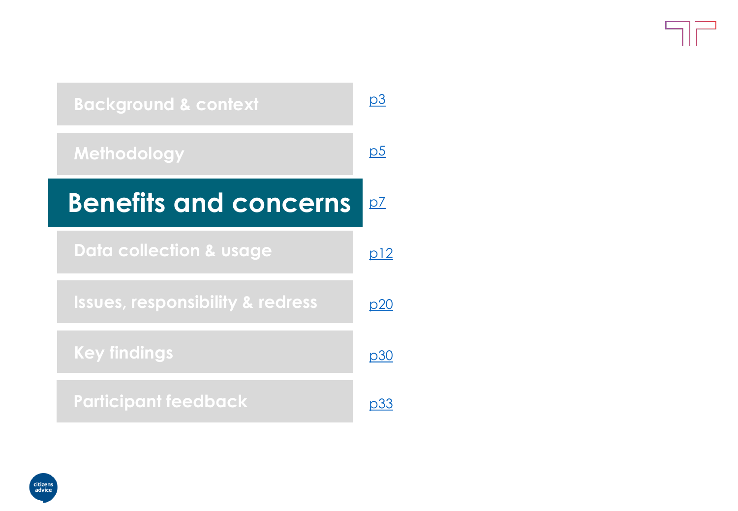| Section | Page |
|---|---|
| Background & context | [p3]() |
| Methodology | [p5]() |
| **Benefits and concerns** | [p7]() |
| Data collection & usage | [p12]() |
| Issues, responsibility & redress | [p20]() |
| Key findings | [p30]() |
| Participant feedback | [p33]() |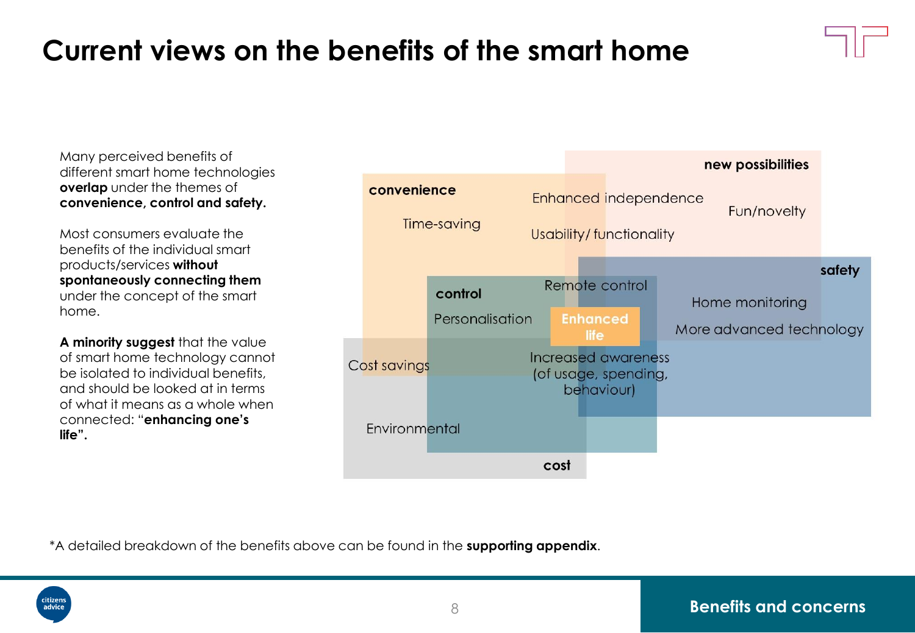# Current views on the benefits of the smart home

Many perceived benefits of different smart home technologies **overlap** under the themes of **convenience, control and safety.**

Most consumers evaluate the benefits of the individual smart products/services **without spontaneously connecting them** under the concept of the smart home.

**A minority suggest** that the value of smart home technology cannot be isolated to individual benefits, and should be looked at in terms of what it means as a whole when connected: "**enhancing one's life".**

**new possibilities**

Enhanced independence

Fun/novelty

Usability/ functionality

**convenience**

Time-saving

**safety**

Remote control

Home monitoring

More advanced technology

**control**

Personalisation

**Enhanced life**

Cost savings

Increased awareness (of usage, spending, behaviour)

Environmental

**cost**

*A detailed breakdown of the benefits above can be found in the **supporting appendix**.

**Benefits and concerns**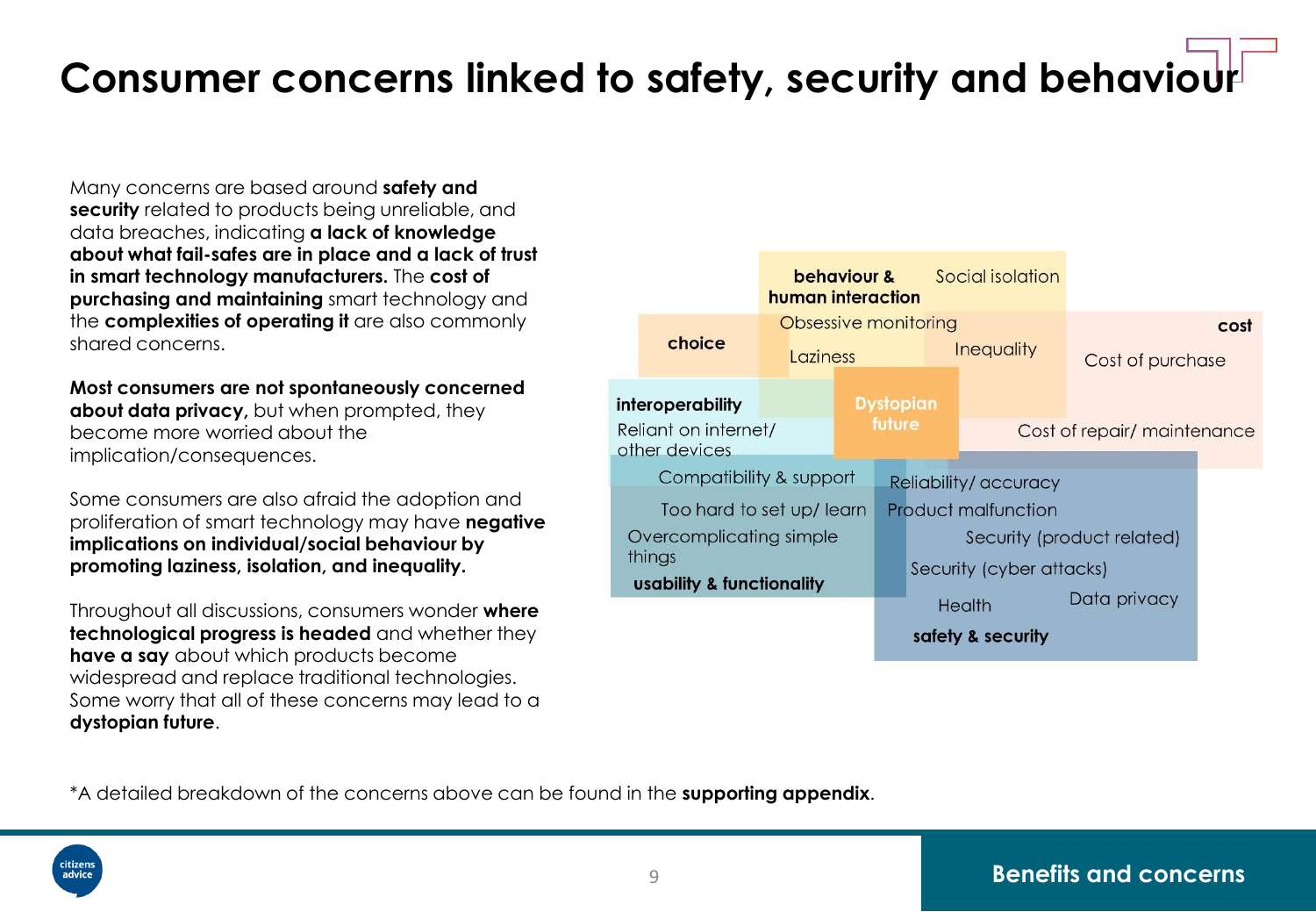# Consumer concerns linked to safety, security and behaviour

Many concerns are based around **safety and security** related to products being unreliable, and data breaches, indicating **a lack of knowledge about what fail-safes are in place and a lack of trust in smart technology manufacturers.** The **cost of purchasing and maintaining** smart technology and the **complexities of operating it** are also commonly shared concerns.

**Most consumers are not spontaneously concerned about data privacy,** but when prompted, they become more worried about the implication/consequences.

Some consumers are also afraid the adoption and proliferation of smart technology may have **negative implications on individual/social behaviour by promoting laziness, isolation, and inequality.**

Throughout all discussions, consumers wonder **where technological progress is headed** and whether they **have a say** about which products become widespread and replace traditional technologies. Some worry that all of these concerns may lead to a **dystopian future**.

**behaviour & human interaction**
- Social isolation
- Obsessive monitoring
- Laziness
- Inequality

**choice**

**cost**
- Cost of purchase
- Cost of repair/ maintenance

**Dystopian future**

**interoperability**
- Reliant on internet/ other devices
- Compatibility & support

**usability & functionality**
- Too hard to set up/ learn
- Overcomplicating simple things

**safety & security**
- Reliability/ accuracy
- Product malfunction
- Security (product related)
- Security (cyber attacks)
- Health
- Data privacy

*A detailed breakdown of the concerns above can be found in the **supporting appendix**.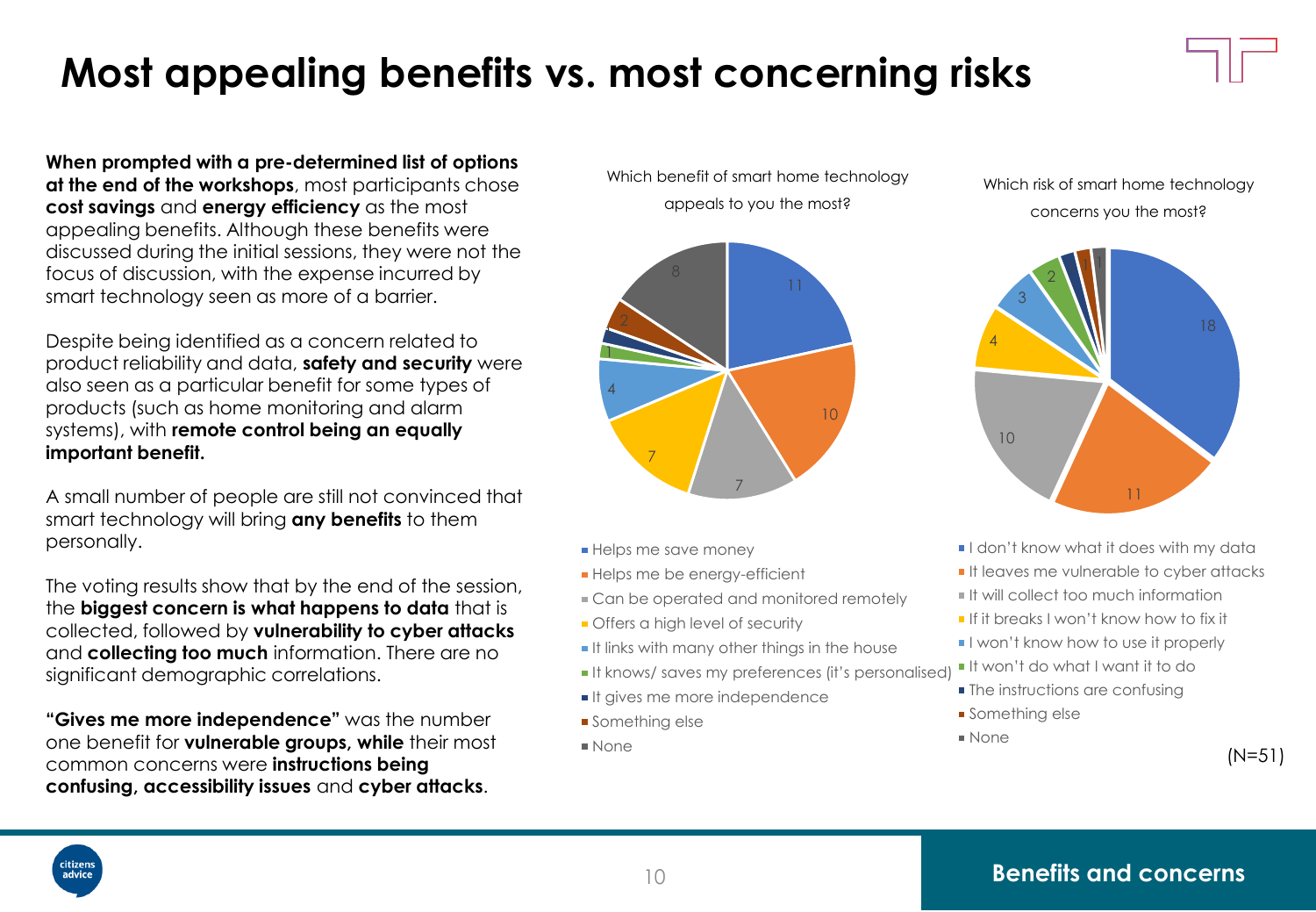# Most appealing benefits vs. most concerning risks

**When prompted with a pre-determined list of options at the end of the workshops**, most participants chose **cost savings** and **energy efficiency** as the most appealing benefits. Although these benefits were discussed during the initial sessions, they were not the focus of discussion, with the expense incurred by smart technology seen as more of a barrier.

Despite being identified as a concern related to product reliability and data, **safety and security** were also seen as a particular benefit for some types of products (such as home monitoring and alarm systems), with **remote control being an equally important benefit.**

A small number of people are still not convinced that smart technology will bring **any benefits** to them personally.

The voting results show that by the end of the session, the **biggest concern is what happens to data** that is collected, followed by **vulnerability to cyber attacks** and **collecting too much** information. There are no significant demographic correlations.

**"Gives me more independence"** was the number one benefit for **vulnerable groups, while** their most common concerns were **instructions being confusing, accessibility issues** and **cyber attacks**.

Which benefit of smart home technology appeals to you the most?

| Benefit | Count |
|---|---|
| Helps me save money | 11 |
| Helps me be energy-efficient | 10 |
| Can be operated and monitored remotely | 7 |
| Offers a high level of security | 7 |
| It links with many other things in the house | 4 |
| It knows/ saves my preferences (it's personalised) | 1 |
| It gives me more independence | 1 |
| Something else | 2 |
| None | 8 |

Which risk of smart home technology concerns you the most?

| Risk | Count |
|---|---|
| I don't know what it does with my data | 18 |
| It leaves me vulnerable to cyber attacks | 11 |
| It will collect too much information | 10 |
| If it breaks I won't know how to fix it | 4 |
| I won't know how to use it properly | 3 |
| It won't do what I want it to do | 2 |
| The instructions are confusing | 1 |
| Something else | 1 |
| None | 1 |

(N=51)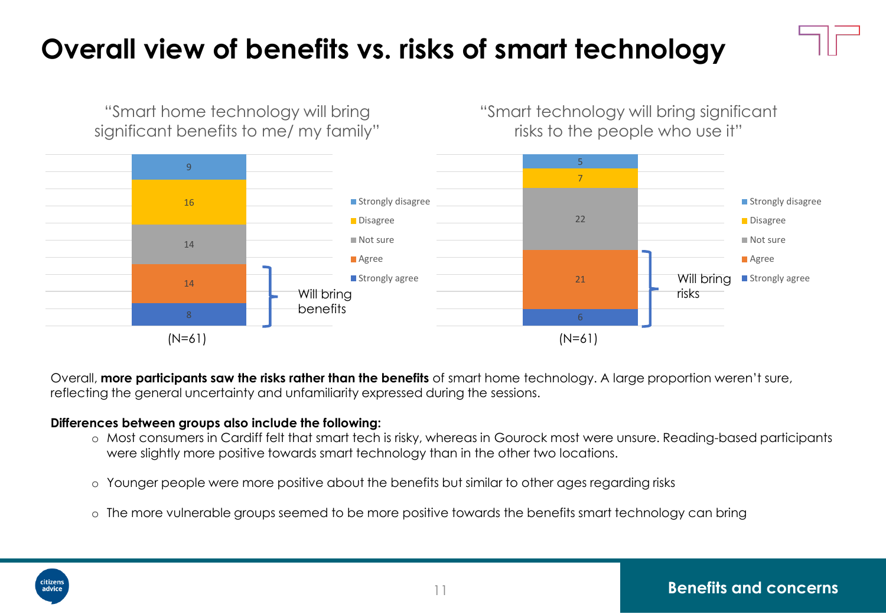# Overall view of benefits vs. risks of smart technology

**"Smart home technology will bring significant benefits to me/ my family"** (N=61)

| Response | Count |
|---|---|
| Strongly disagree | 9 |
| Disagree | 16 |
| Not sure | 14 |
| Agree | 14 |
| Strongly agree | 8 |

Will bring benefits: Agree + Strongly agree

**"Smart technology will bring significant risks to the people who use it"** (N=61)

| Response | Count |
|---|---|
| Strongly disagree | 5 |
| Disagree | 7 |
| Not sure | 22 |
| Agree | 21 |
| Strongly agree | 6 |

Will bring risks: Agree + Strongly agree

Overall, **more participants saw the risks rather than the benefits** of smart home technology. A large proportion weren't sure, reflecting the general uncertainty and unfamiliarity expressed during the sessions.

**Differences between groups also include the following:**

- Most consumers in Cardiff felt that smart tech is risky, whereas in Gourock most were unsure. Reading-based participants were slightly more positive towards smart technology than in the other two locations.
- Younger people were more positive about the benefits but similar to other ages regarding risks
- The more vulnerable groups seemed to be more positive towards the benefits smart technology can bring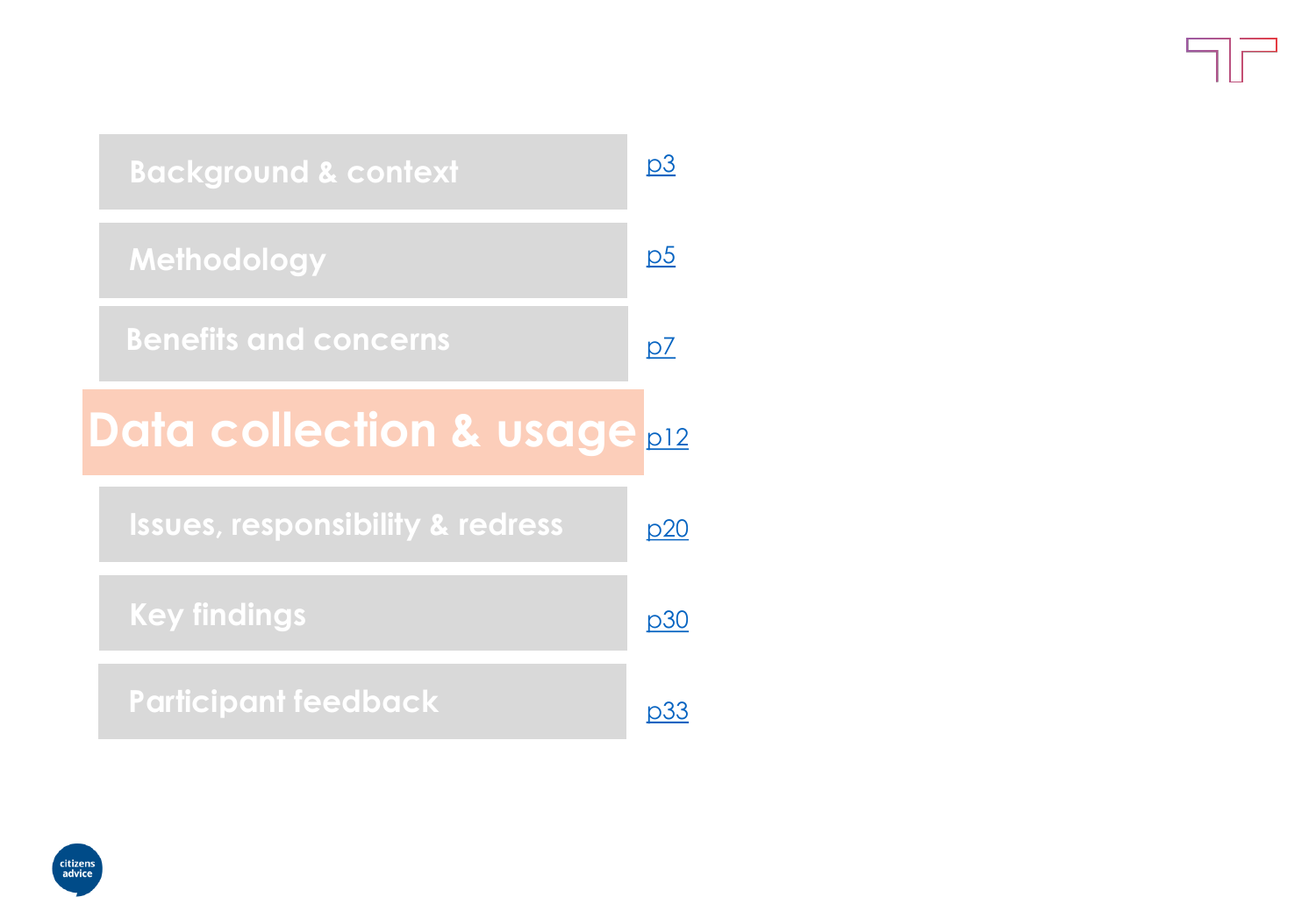- Background & context — p3
- Methodology — p5
- Benefits and concerns — p7
- **Data collection & usage** — p12
- Issues, responsibility & redress — p20
- Key findings — p30
- Participant feedback — p33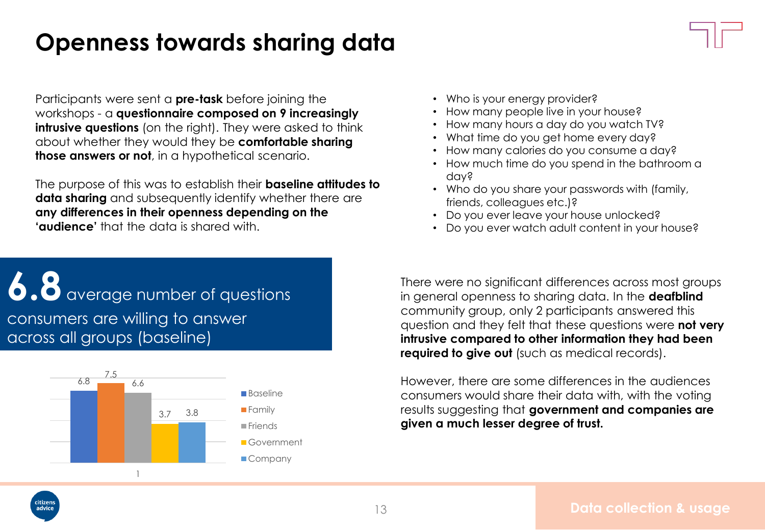# Openness towards sharing data

Participants were sent a **pre-task** before joining the workshops - a **questionnaire composed on 9 increasingly intrusive questions** (on the right). They were asked to think about whether they would they be **comfortable sharing those answers or not**, in a hypothetical scenario.

The purpose of this was to establish their **baseline attitudes to data sharing** and subsequently identify whether there are **any differences in their openness depending on the 'audience'** that the data is shared with.

- Who is your energy provider?
- How many people live in your house?
- How many hours a day do you watch TV?
- What time do you get home every day?
- How many calories do you consume a day?
- How much time do you spend in the bathroom a day?
- Who do you share your passwords with (family, friends, colleagues etc.)?
- Do you ever leave your house unlocked?
- Do you ever watch adult content in your house?

**6.8** average number of questions consumers are willing to answer across all groups (baseline)

| | Baseline | Family | Friends | Government | Company |
|---|---|---|---|---|---|
| 1 | 6.8 | 7.5 | 6.6 | 3.7 | 3.8 |

There were no significant differences across most groups in general openness to sharing data. In the **deafblind** community group, only 2 participants answered this question and they felt that these questions were **not very intrusive compared to other information they had been required to give out** (such as medical records).

However, there are some differences in the audiences consumers would share their data with, with the voting results suggesting that **government and companies are given a much lesser degree of trust.**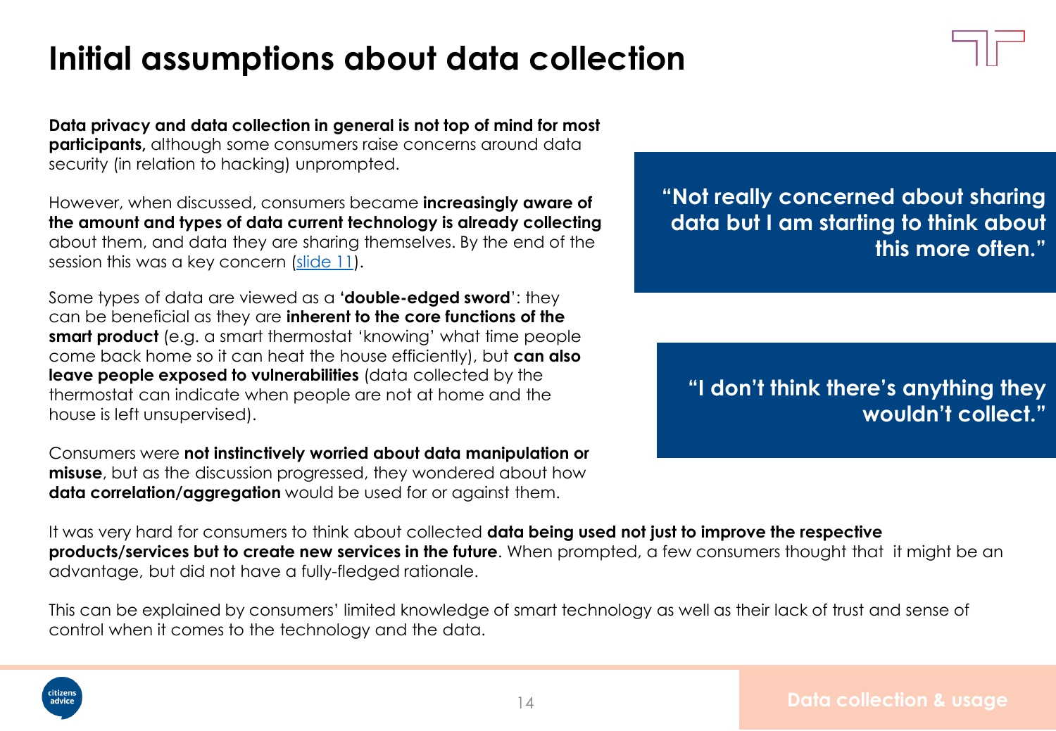# Initial assumptions about data collection

**Data privacy and data collection in general is not top of mind for most participants,** although some consumers raise concerns around data security (in relation to hacking) unprompted.

However, when discussed, consumers became **increasingly aware of the amount and types of data current technology is already collecting** about them, and data they are sharing themselves. By the end of the session this was a key concern (slide 11).

Some types of data are viewed as a **'double-edged sword**': they can be beneficial as they are **inherent to the core functions of the smart product** (e.g. a smart thermostat 'knowing' what time people come back home so it can heat the house efficiently), but **can also leave people exposed to vulnerabilities** (data collected by the thermostat can indicate when people are not at home and the house is left unsupervised).

Consumers were **not instinctively worried about data manipulation or misuse**, but as the discussion progressed, they wondered about how **data correlation/aggregation** would be used for or against them.

**"Not really concerned about sharing data but I am starting to think about this more often."**

**"I don't think there's anything they wouldn't collect."**

It was very hard for consumers to think about collected **data being used not just to improve the respective products/services but to create new services in the future**. When prompted, a few consumers thought that it might be an advantage, but did not have a fully-fledged rationale.

This can be explained by consumers' limited knowledge of smart technology as well as their lack of trust and sense of control when it comes to the technology and the data.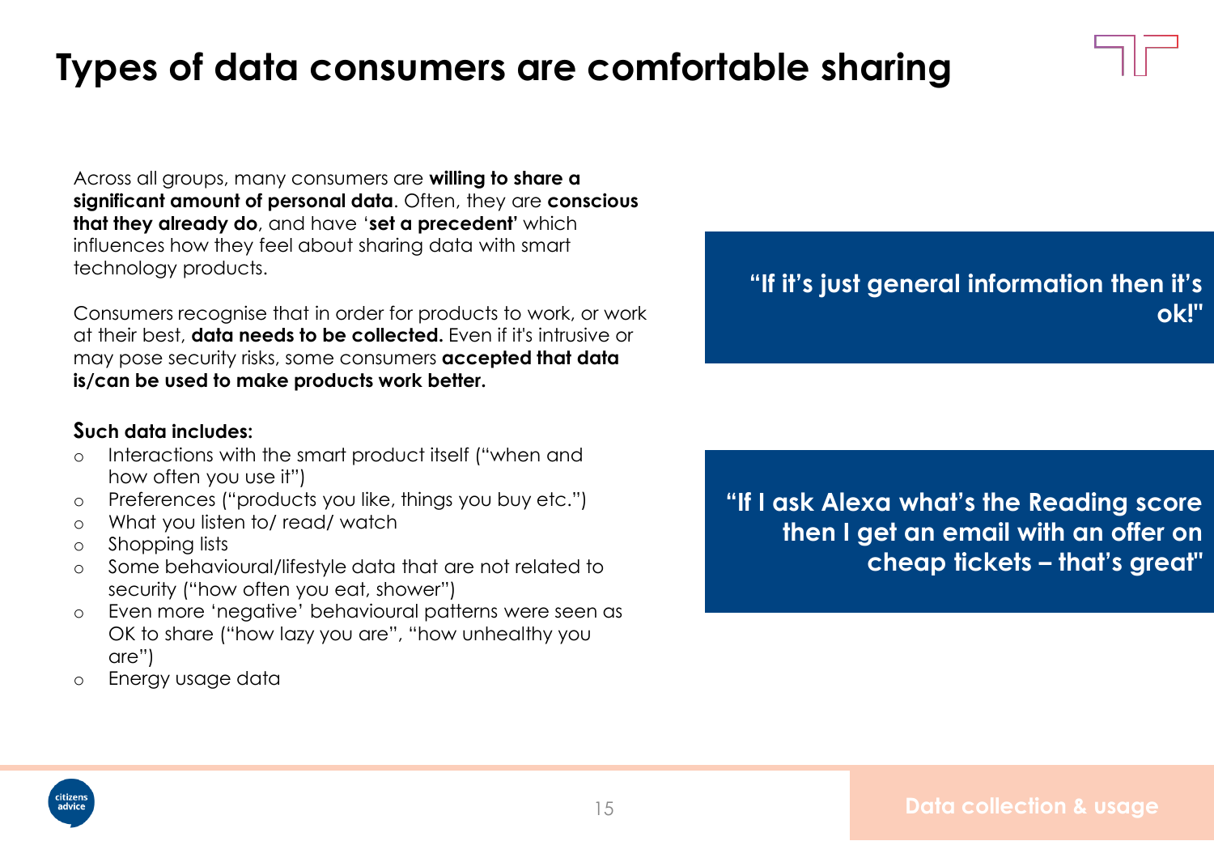# Types of data consumers are comfortable sharing

Across all groups, many consumers are **willing to share a significant amount of personal data**. Often, they are **conscious that they already do**, and have '**set a precedent'** which influences how they feel about sharing data with smart technology products.

Consumers recognise that in order for products to work, or work at their best, **data needs to be collected.** Even if it's intrusive or may pose security risks, some consumers **accepted that data is/can be used to make products work better.**

**Such data includes:**

- Interactions with the smart product itself ("when and how often you use it")
- Preferences ("products you like, things you buy etc.")
- What you listen to/ read/ watch
- Shopping lists
- Some behavioural/lifestyle data that are not related to security ("how often you eat, shower")
- Even more 'negative' behavioural patterns were seen as OK to share ("how lazy you are", "how unhealthy you are")
- Energy usage data

**"If it's just general information then it's ok!"**

**"If I ask Alexa what's the Reading score then I get an email with an offer on cheap tickets – that's great"**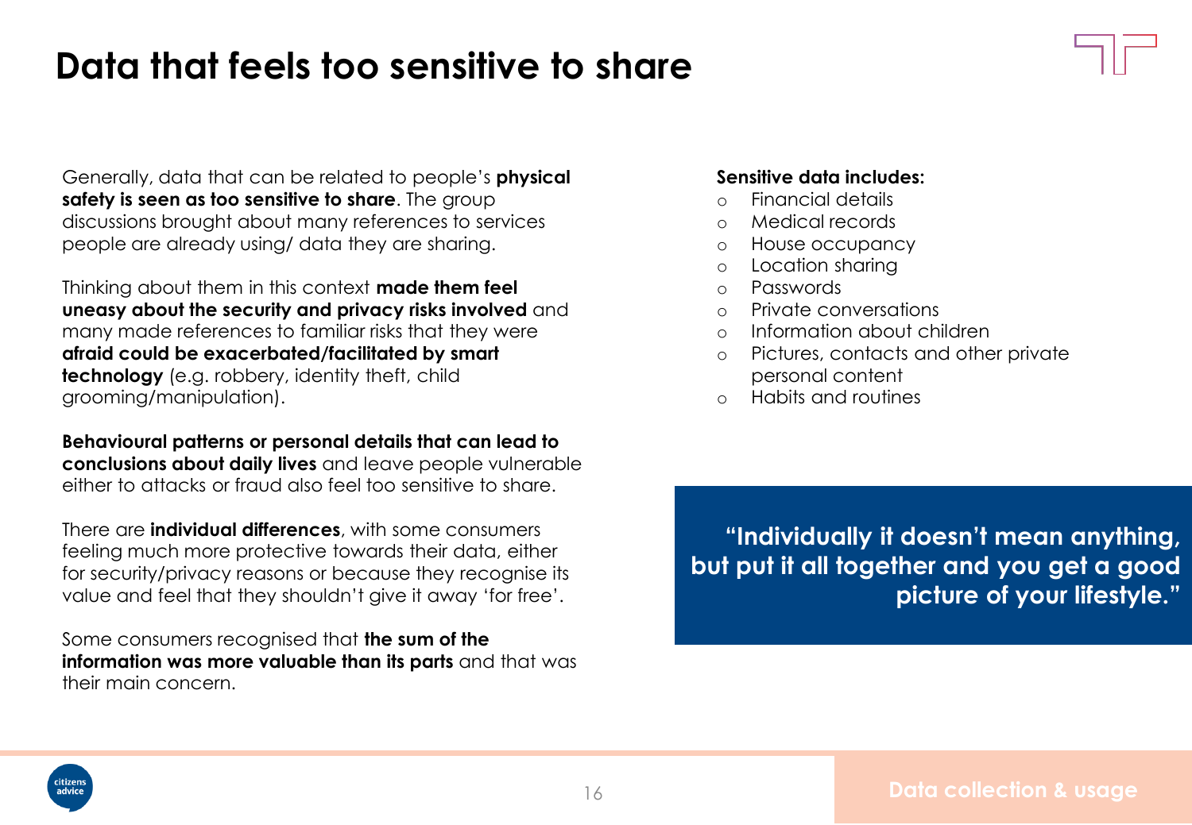# Data that feels too sensitive to share

Generally, data that can be related to people's **physical safety is seen as too sensitive to share**. The group discussions brought about many references to services people are already using/ data they are sharing.

Thinking about them in this context **made them feel uneasy about the security and privacy risks involved** and many made references to familiar risks that they were **afraid could be exacerbated/facilitated by smart technology** (e.g. robbery, identity theft, child grooming/manipulation).

**Behavioural patterns or personal details that can lead to conclusions about daily lives** and leave people vulnerable either to attacks or fraud also feel too sensitive to share.

There are **individual differences**, with some consumers feeling much more protective towards their data, either for security/privacy reasons or because they recognise its value and feel that they shouldn't give it away 'for free'.

Some consumers recognised that **the sum of the information was more valuable than its parts** and that was their main concern.

**Sensitive data includes:**

- Financial details
- Medical records
- House occupancy
- Location sharing
- Passwords
- Private conversations
- Information about children
- Pictures, contacts and other private personal content
- Habits and routines

> **"Individually it doesn't mean anything, but put it all together and you get a good picture of your lifestyle."**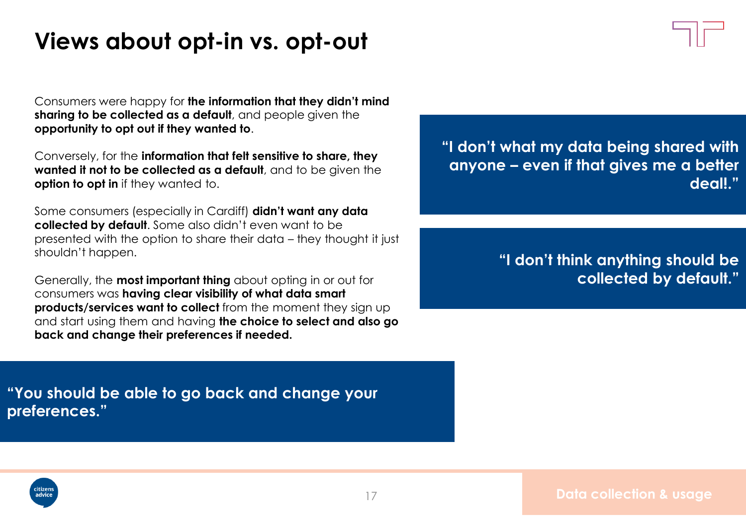# Views about opt-in vs. opt-out

Consumers were happy for **the information that they didn't mind sharing to be collected as a default**, and people given the **opportunity to opt out if they wanted to**.

Conversely, for the **information that felt sensitive to share, they wanted it not to be collected as a default**, and to be given the **option to opt in** if they wanted to.

Some consumers (especially in Cardiff) **didn't want any data collected by default**. Some also didn't even want to be presented with the option to share their data – they thought it just shouldn't happen.

Generally, the **most important thing** about opting in or out for consumers was **having clear visibility of what data smart products/services want to collect** from the moment they sign up and start using them and having **the choice to select and also go back and change their preferences if needed.**

**"I don't what my data being shared with anyone – even if that gives me a better deal!."**

**"I don't think anything should be collected by default."**

**"You should be able to go back and change your preferences."**

Data collection & usage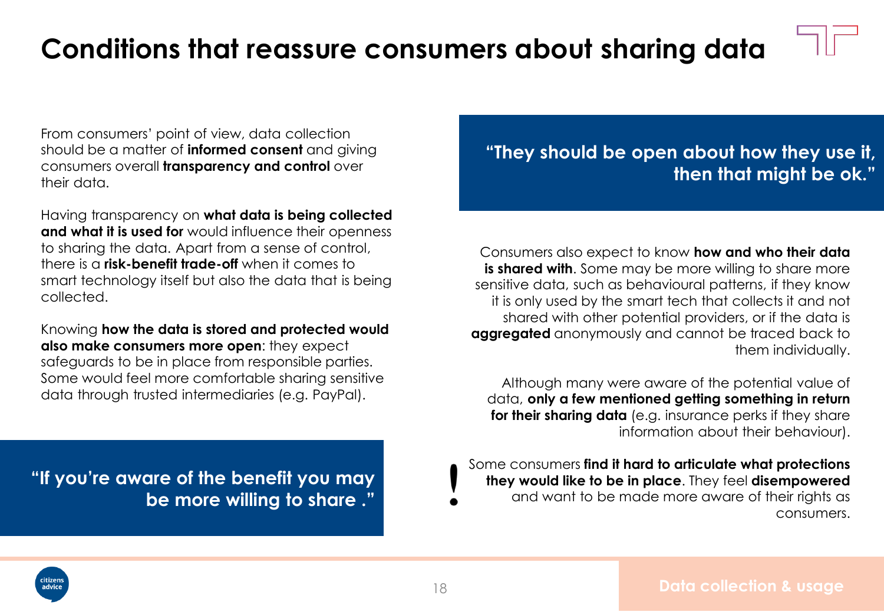# Conditions that reassure consumers about sharing data

From consumers' point of view, data collection should be a matter of **informed consent** and giving consumers overall **transparency and control** over their data.

Having transparency on **what data is being collected and what it is used for** would influence their openness to sharing the data. Apart from a sense of control, there is a **risk-benefit trade-off** when it comes to smart technology itself but also the data that is being collected.

Knowing **how the data is stored and protected would also make consumers more open**: they expect safeguards to be in place from responsible parties. Some would feel more comfortable sharing sensitive data through trusted intermediaries (e.g. PayPal).

> **"If you're aware of the benefit you may be more willing to share ."**

> **"They should be open about how they use it, then that might be ok."**

Consumers also expect to know **how and who their data is shared with**. Some may be more willing to share more sensitive data, such as behavioural patterns, if they know it is only used by the smart tech that collects it and not shared with other potential providers, or if the data is **aggregated** anonymously and cannot be traced back to them individually.

Although many were aware of the potential value of data, **only a few mentioned getting something in return for their sharing data** (e.g. insurance perks if they share information about their behaviour).

! Some consumers **find it hard to articulate what protections they would like to be in place**. They feel **disempowered** and want to be made more aware of their rights as consumers.

Data collection & usage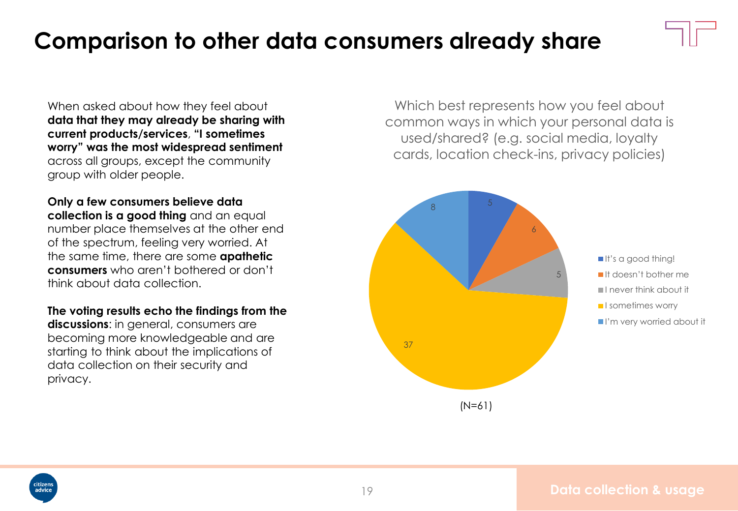# Comparison to other data consumers already share

When asked about how they feel about **data that they may already be sharing with current products/services**, **"I sometimes worry" was the most widespread sentiment** across all groups, except the community group with older people.

**Only a few consumers believe data collection is a good thing** and an equal number place themselves at the other end of the spectrum, feeling very worried. At the same time, there are some **apathetic consumers** who aren't bothered or don't think about data collection.

**The voting results echo the findings from the discussions**: in general, consumers are becoming more knowledgeable and are starting to think about the implications of data collection on their security and privacy.

Which best represents how you feel about common ways in which your personal data is used/shared? (e.g. social media, loyalty cards, location check-ins, privacy policies)

| Response | Count |
| --- | --- |
| It's a good thing! | 5 |
| It doesn't bother me | 6 |
| I never think about it | 5 |
| I sometimes worry | 37 |
| I'm very worried about it | 8 |

(N=61)

Data collection & usage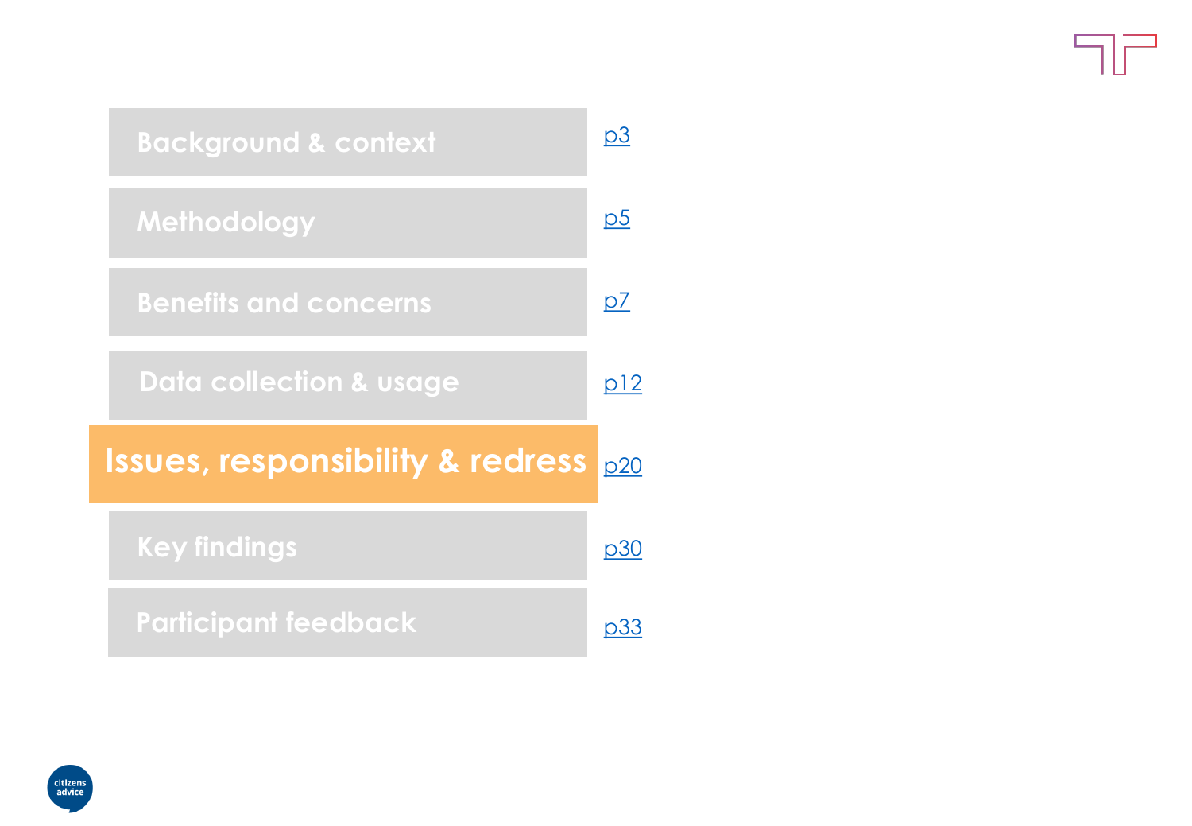- Background & context — p3
- Methodology — p5
- Benefits and concerns — p7
- Data collection & usage — p12
- **Issues, responsibility & redress** — p20
- Key findings — p30
- Participant feedback — p33

citizens advice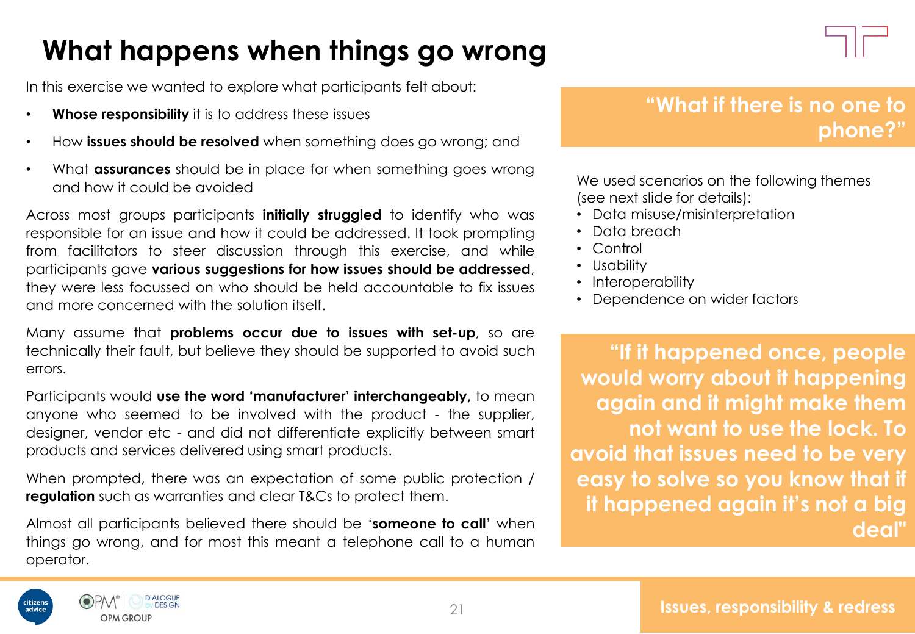# What happens when things go wrong

In this exercise we wanted to explore what participants felt about:

- **Whose responsibility** it is to address these issues
- How **issues should be resolved** when something does go wrong; and
- What **assurances** should be in place for when something goes wrong and how it could be avoided

Across most groups participants **initially struggled** to identify who was responsible for an issue and how it could be addressed. It took prompting from facilitators to steer discussion through this exercise, and while participants gave **various suggestions for how issues should be addressed**, they were less focussed on who should be held accountable to fix issues and more concerned with the solution itself.

Many assume that **problems occur due to issues with set-up**, so are technically their fault, but believe they should be supported to avoid such errors.

Participants would **use the word 'manufacturer' interchangeably,** to mean anyone who seemed to be involved with the product - the supplier, designer, vendor etc - and did not differentiate explicitly between smart products and services delivered using smart products.

When prompted, there was an expectation of some public protection / **regulation** such as warranties and clear T&Cs to protect them.

Almost all participants believed there should be '**someone to call**' when things go wrong, and for most this meant a telephone call to a human operator.

**"What if there is no one to phone?"**

We used scenarios on the following themes (see next slide for details):

- Data misuse/misinterpretation
- Data breach
- Control
- Usability
- Interoperability
- Dependence on wider factors

**"If it happened once, people would worry about it happening again and it might make them not want to use the lock. To avoid that issues need to be very easy to solve so you know that if it happened again it's not a big deal"**

Issues, responsibility & redress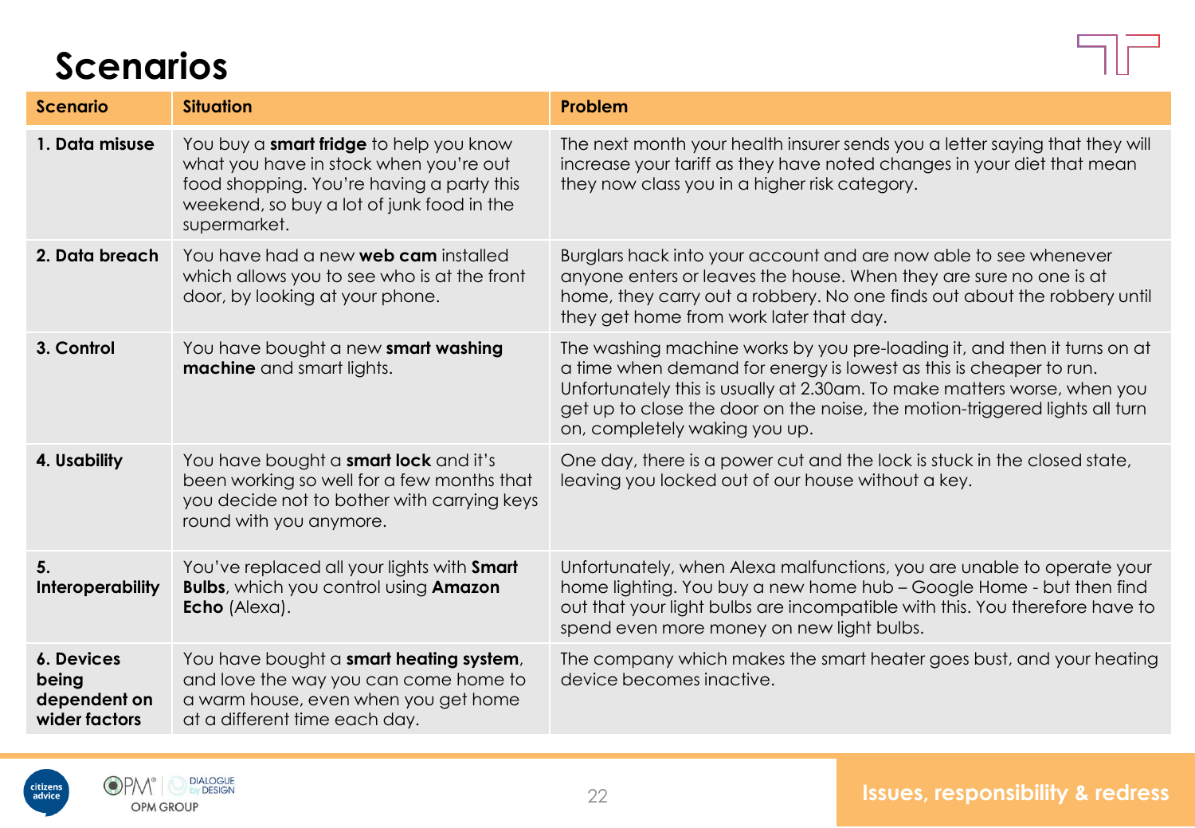# Scenarios

| Scenario | Situation | Problem |
|---|---|---|
| **1. Data misuse** | You buy a **smart fridge** to help you know what you have in stock when you're out food shopping. You're having a party this weekend, so buy a lot of junk food in the supermarket. | The next month your health insurer sends you a letter saying that they will increase your tariff as they have noted changes in your diet that mean they now class you in a higher risk category. |
| **2. Data breach** | You have had a new **web cam** installed which allows you to see who is at the front door, by looking at your phone. | Burglars hack into your account and are now able to see whenever anyone enters or leaves the house. When they are sure no one is at home, they carry out a robbery. No one finds out about the robbery until they get home from work later that day. |
| **3. Control** | You have bought a new **smart washing machine** and smart lights. | The washing machine works by you pre-loading it, and then it turns on at a time when demand for energy is lowest as this is cheaper to run. Unfortunately this is usually at 2.30am. To make matters worse, when you get up to close the door on the noise, the motion-triggered lights all turn on, completely waking you up. |
| **4. Usability** | You have bought a **smart lock** and it's been working so well for a few months that you decide not to bother with carrying keys round with you anymore. | One day, there is a power cut and the lock is stuck in the closed state, leaving you locked out of our house without a key. |
| **5. Interoperability** | You've replaced all your lights with **Smart Bulbs**, which you control using **Amazon Echo** (Alexa). | Unfortunately, when Alexa malfunctions, you are unable to operate your home lighting. You buy a new home hub – Google Home - but then find out that your light bulbs are incompatible with this. You therefore have to spend even more money on new light bulbs. |
| **6. Devices being dependent on wider factors** | You have bought a **smart heating system**, and love the way you can come home to a warm house, even when you get home at a different time each day. | The company which makes the smart heater goes bust, and your heating device becomes inactive. |

Issues, responsibility & redress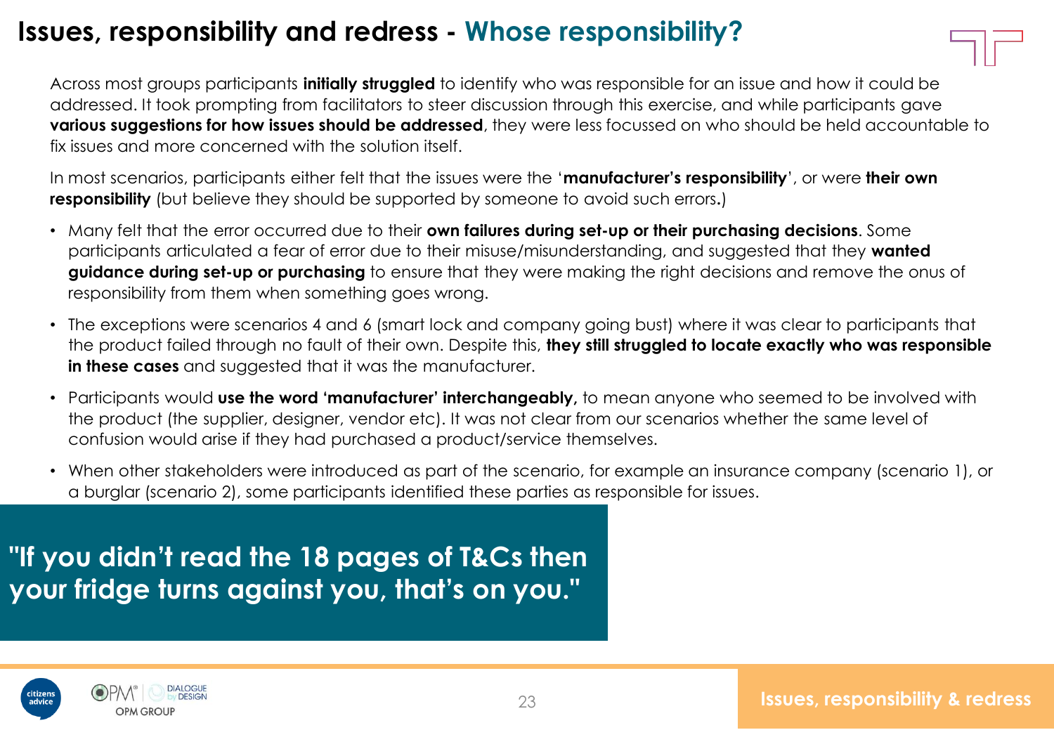# Issues, responsibility and redress - Whose responsibility?

Across most groups participants **initially struggled** to identify who was responsible for an issue and how it could be addressed. It took prompting from facilitators to steer discussion through this exercise, and while participants gave **various suggestions for how issues should be addressed**, they were less focussed on who should be held accountable to fix issues and more concerned with the solution itself.

In most scenarios, participants either felt that the issues were the '**manufacturer's responsibility**', or were **their own responsibility** (but believe they should be supported by someone to avoid such errors**.**)

- Many felt that the error occurred due to their **own failures during set-up or their purchasing decisions**. Some participants articulated a fear of error due to their misuse/misunderstanding, and suggested that they **wanted guidance during set-up or purchasing** to ensure that they were making the right decisions and remove the onus of responsibility from them when something goes wrong.
- The exceptions were scenarios 4 and 6 (smart lock and company going bust) where it was clear to participants that the product failed through no fault of their own. Despite this, **they still struggled to locate exactly who was responsible in these cases** and suggested that it was the manufacturer.
- Participants would **use the word 'manufacturer' interchangeably,** to mean anyone who seemed to be involved with the product (the supplier, designer, vendor etc). It was not clear from our scenarios whether the same level of confusion would arise if they had purchased a product/service themselves.
- When other stakeholders were introduced as part of the scenario, for example an insurance company (scenario 1), or a burglar (scenario 2), some participants identified these parties as responsible for issues.

**"If you didn't read the 18 pages of T&Cs then your fridge turns against you, that's on you."**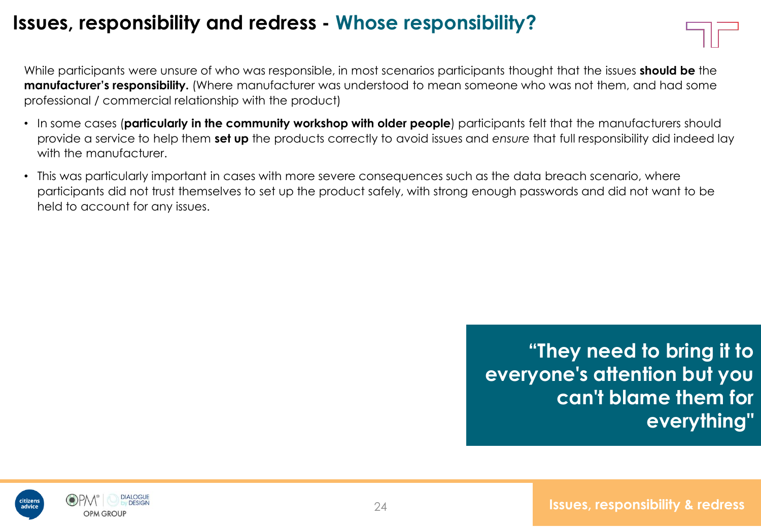# Issues, responsibility and redress - Whose responsibility?

While participants were unsure of who was responsible, in most scenarios participants thought that the issues **should be** the **manufacturer's responsibility.** (Where manufacturer was understood to mean someone who was not them, and had some professional / commercial relationship with the product)

- In some cases (**particularly in the community workshop with older people**) participants felt that the manufacturers should provide a service to help them **set up** the products correctly to avoid issues and *ensure* that full responsibility did indeed lay with the manufacturer.
- This was particularly important in cases with more severe consequences such as the data breach scenario, where participants did not trust themselves to set up the product safely, with strong enough passwords and did not want to be held to account for any issues.

> **"They need to bring it to everyone's attention but you can't blame them for everything"**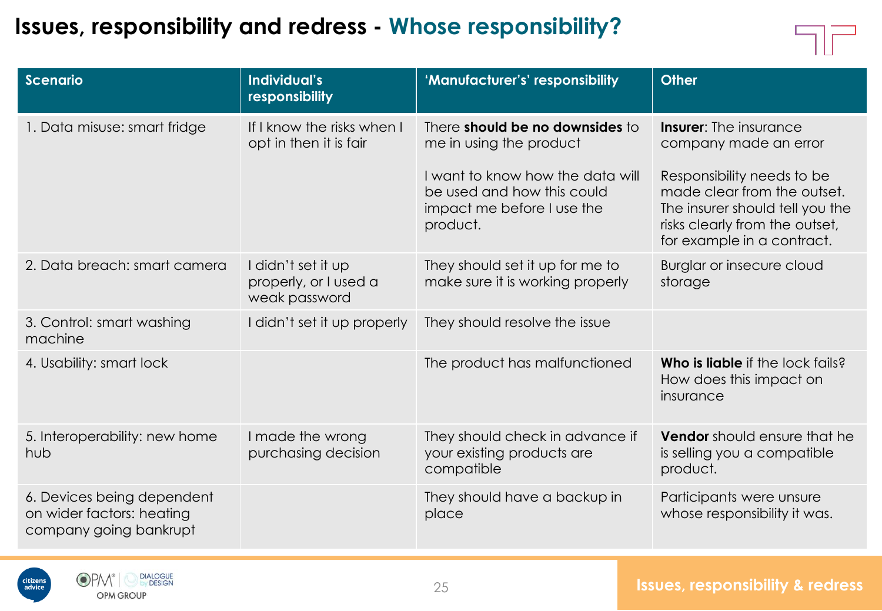# Issues, responsibility and redress - Whose responsibility?

| Scenario | Individual's responsibility | 'Manufacturer's' responsibility | Other |
| --- | --- | --- | --- |
| 1. Data misuse: smart fridge | If I know the risks when I opt in then it is fair | There **should be no downsides** to me in using the product<br><br>I want to know how the data will be used and how this could impact me before I use the product. | **Insurer**: The insurance company made an error<br><br>Responsibility needs to be made clear from the outset. The insurer should tell you the risks clearly from the outset, for example in a contract. |
| 2. Data breach: smart camera | I didn't set it up properly, or I used a weak password | They should set it up for me to make sure it is working properly | Burglar or insecure cloud storage |
| 3. Control: smart washing machine | I didn't set it up properly | They should resolve the issue | |
| 4. Usability: smart lock | | The product has malfunctioned | **Who is liable** if the lock fails? How does this impact on insurance |
| 5. Interoperability: new home hub | I made the wrong purchasing decision | They should check in advance if your existing products are compatible | **Vendor** should ensure that he is selling you a compatible product. |
| 6. Devices being dependent on wider factors: heating company going bankrupt | | They should have a backup in place | Participants were unsure whose responsibility it was. |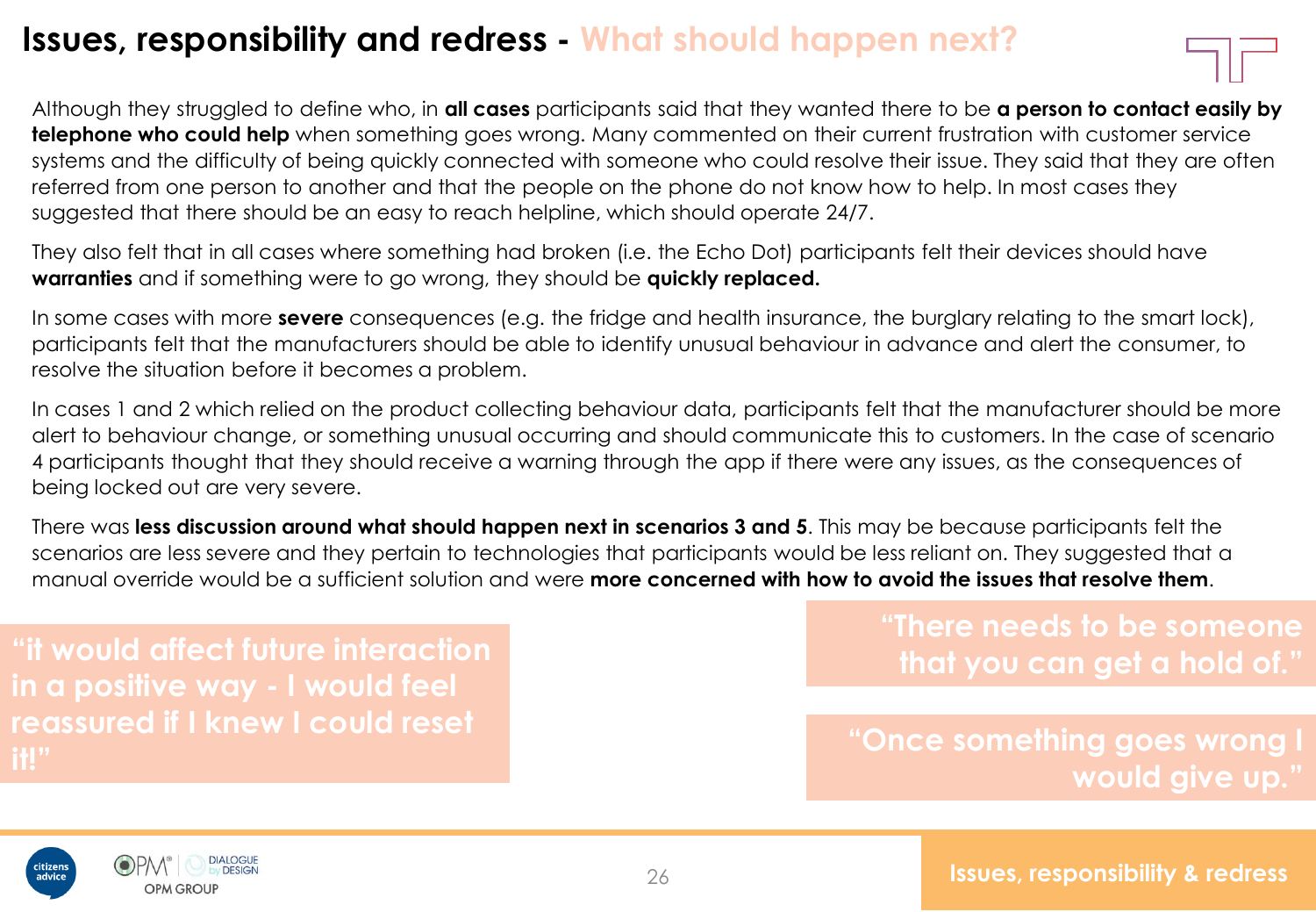# Issues, responsibility and redress - What should happen next?

Although they struggled to define who, in **all cases** participants said that they wanted there to be **a person to contact easily by telephone who could help** when something goes wrong. Many commented on their current frustration with customer service systems and the difficulty of being quickly connected with someone who could resolve their issue. They said that they are often referred from one person to another and that the people on the phone do not know how to help. In most cases they suggested that there should be an easy to reach helpline, which should operate 24/7.

They also felt that in all cases where something had broken (i.e. the Echo Dot) participants felt their devices should have **warranties** and if something were to go wrong, they should be **quickly replaced.**

In some cases with more **severe** consequences (e.g. the fridge and health insurance, the burglary relating to the smart lock), participants felt that the manufacturers should be able to identify unusual behaviour in advance and alert the consumer, to resolve the situation before it becomes a problem.

In cases 1 and 2 which relied on the product collecting behaviour data, participants felt that the manufacturer should be more alert to behaviour change, or something unusual occurring and should communicate this to customers. In the case of scenario 4 participants thought that they should receive a warning through the app if there were any issues, as the consequences of being locked out are very severe.

There was **less discussion around what should happen next in scenarios 3 and 5**. This may be because participants felt the scenarios are less severe and they pertain to technologies that participants would be less reliant on. They suggested that a manual override would be a sufficient solution and were **more concerned with how to avoid the issues that resolve them**.

> "it would affect future interaction in a positive way - I would feel reassured if I knew I could reset it!"

> "There needs to be someone that you can get a hold of."

> "Once something goes wrong I would give up."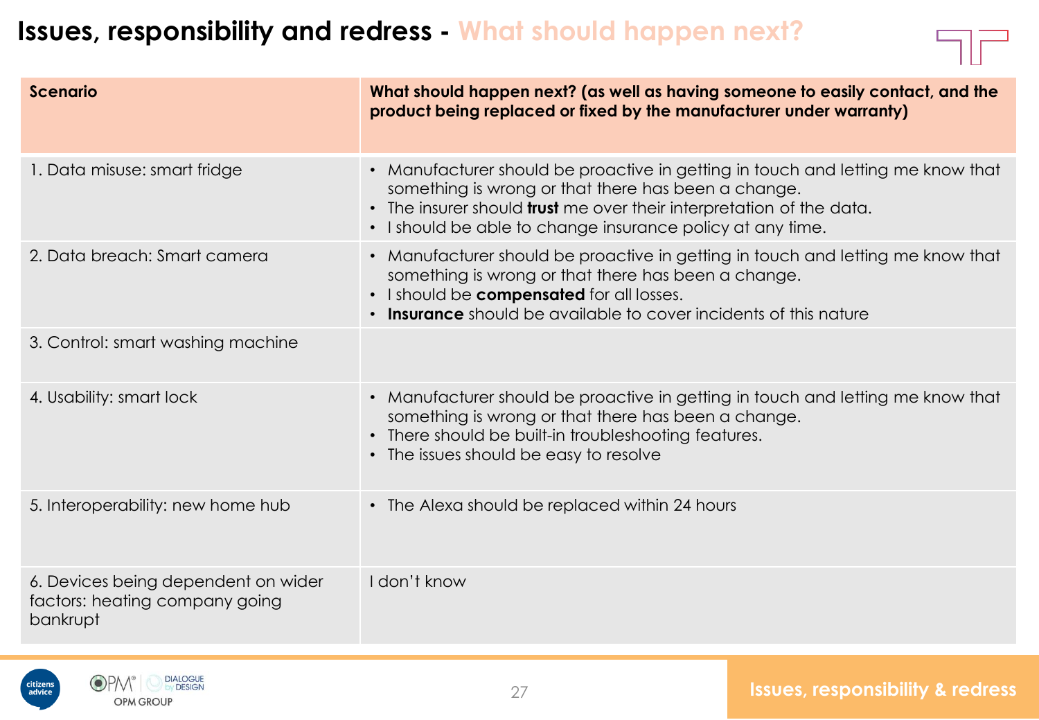# Issues, responsibility and redress - What should happen next?

| Scenario | What should happen next? (as well as having someone to easily contact, and the product being replaced or fixed by the manufacturer under warranty) |
|---|---|
| 1. Data misuse: smart fridge | • Manufacturer should be proactive in getting in touch and letting me know that something is wrong or that there has been a change.<br>• The insurer should **trust** me over their interpretation of the data.<br>• I should be able to change insurance policy at any time. |
| 2. Data breach: Smart camera | • Manufacturer should be proactive in getting in touch and letting me know that something is wrong or that there has been a change.<br>• I should be **compensated** for all losses.<br>• **Insurance** should be available to cover incidents of this nature |
| 3. Control: smart washing machine | |
| 4. Usability: smart lock | • Manufacturer should be proactive in getting in touch and letting me know that something is wrong or that there has been a change.<br>• There should be built-in troubleshooting features.<br>• The issues should be easy to resolve |
| 5. Interoperability: new home hub | • The Alexa should be replaced within 24 hours |
| 6. Devices being dependent on wider factors: heating company going bankrupt | I don't know |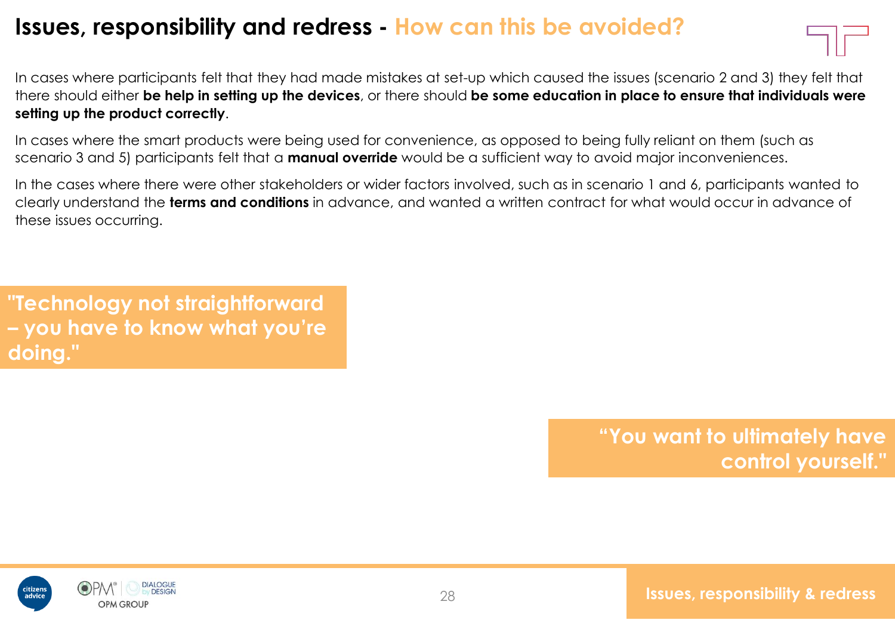# Issues, responsibility and redress - How can this be avoided?

In cases where participants felt that they had made mistakes at set-up which caused the issues (scenario 2 and 3) they felt that there should either **be help in setting up the devices**, or there should **be some education in place to ensure that individuals were setting up the product correctly**.

In cases where the smart products were being used for convenience, as opposed to being fully reliant on them (such as scenario 3 and 5) participants felt that a **manual override** would be a sufficient way to avoid major inconveniences.

In the cases where there were other stakeholders or wider factors involved, such as in scenario 1 and 6, participants wanted to clearly understand the **terms and conditions** in advance, and wanted a written contract for what would occur in advance of these issues occurring.

**"Technology not straightforward – you have to know what you're doing."**

**"You want to ultimately have control yourself."**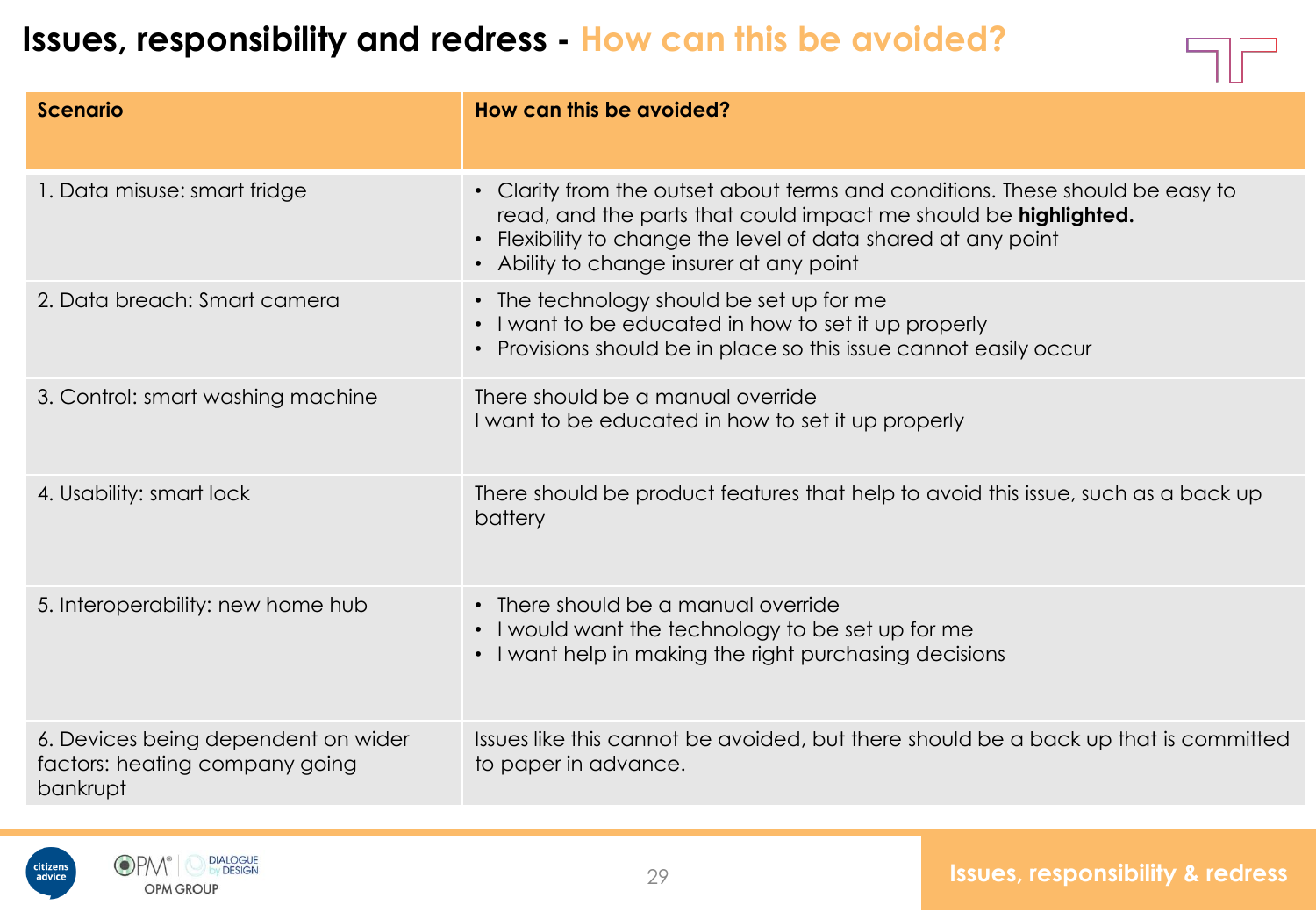# Issues, responsibility and redress - How can this be avoided?

| Scenario | How can this be avoided? |
|---|---|
| 1. Data misuse: smart fridge | • Clarity from the outset about terms and conditions. These should be easy to read, and the parts that could impact me should be **highlighted.**<br>• Flexibility to change the level of data shared at any point<br>• Ability to change insurer at any point |
| 2. Data breach: Smart camera | • The technology should be set up for me<br>• I want to be educated in how to set it up properly<br>• Provisions should be in place so this issue cannot easily occur |
| 3. Control: smart washing machine | There should be a manual override<br>I want to be educated in how to set it up properly |
| 4. Usability: smart lock | There should be product features that help to avoid this issue, such as a back up battery |
| 5. Interoperability: new home hub | • There should be a manual override<br>• I would want the technology to be set up for me<br>• I want help in making the right purchasing decisions |
| 6. Devices being dependent on wider factors: heating company going bankrupt | Issues like this cannot be avoided, but there should be a back up that is committed to paper in advance. |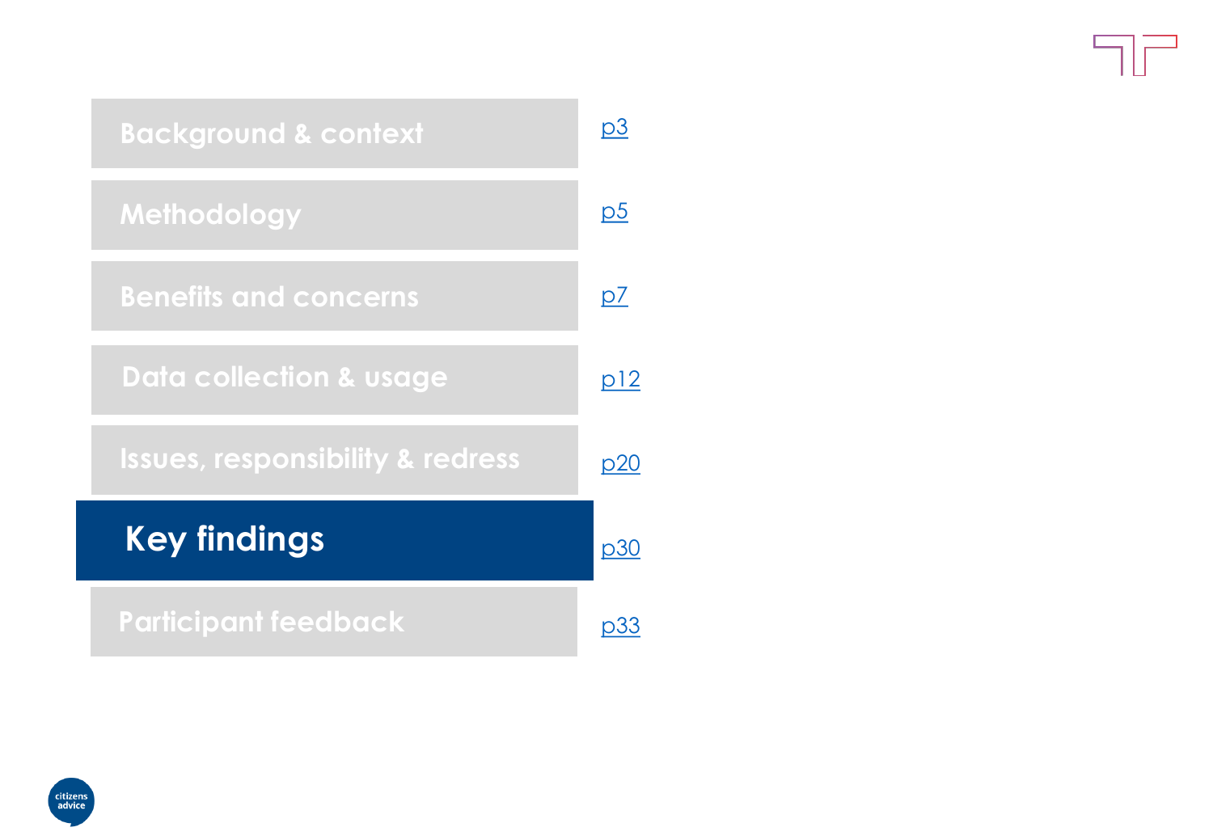- Background & context — p3
- Methodology — p5
- Benefits and concerns — p7
- Data collection & usage — p12
- Issues, responsibility & redress — p20
- **Key findings** — p30
- Participant feedback — p33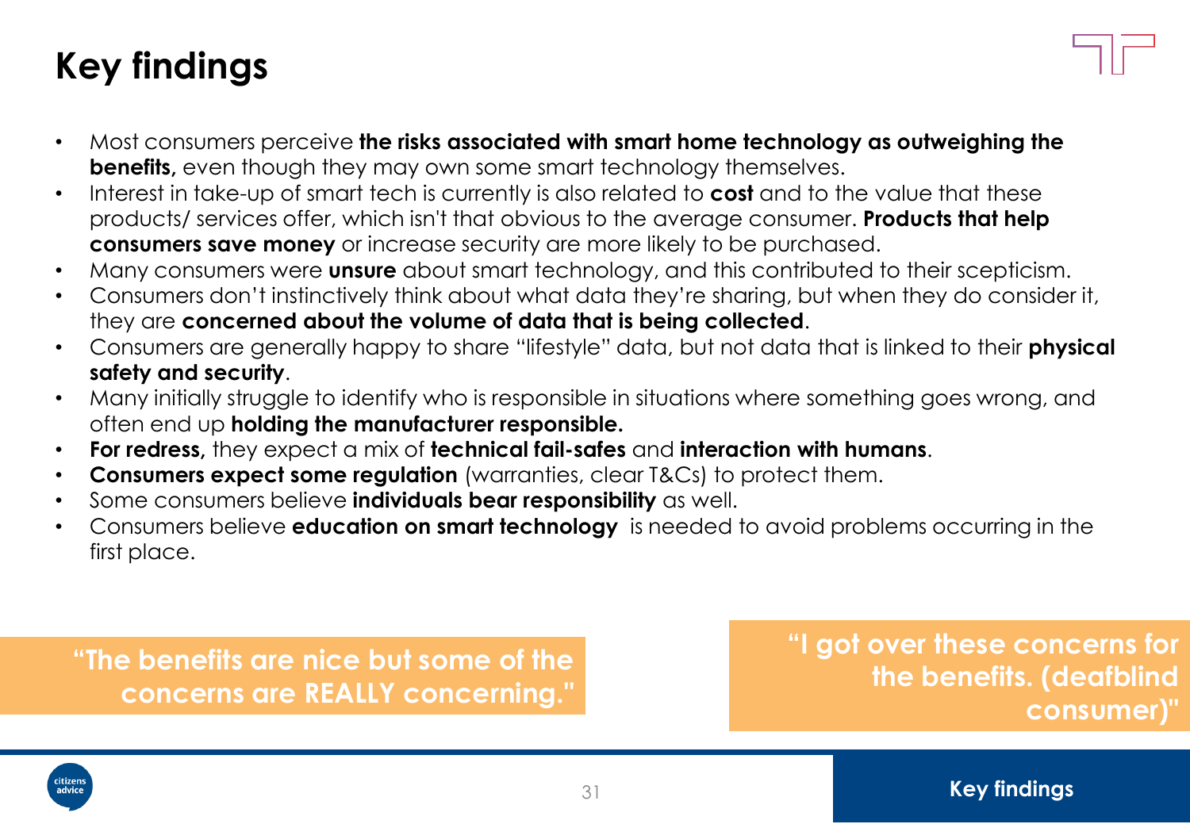# Key findings

- Most consumers perceive **the risks associated with smart home technology as outweighing the benefits,** even though they may own some smart technology themselves.
- Interest in take-up of smart tech is currently is also related to **cost** and to the value that these products/ services offer, which isn't that obvious to the average consumer. **Products that help consumers save money** or increase security are more likely to be purchased.
- Many consumers were **unsure** about smart technology, and this contributed to their scepticism.
- Consumers don't instinctively think about what data they're sharing, but when they do consider it, they are **concerned about the volume of data that is being collected**.
- Consumers are generally happy to share "lifestyle" data, but not data that is linked to their **physical safety and security**.
- Many initially struggle to identify who is responsible in situations where something goes wrong, and often end up **holding the manufacturer responsible.**
- **For redress,** they expect a mix of **technical fail-safes** and **interaction with humans**.
- **Consumers expect some regulation** (warranties, clear T&Cs) to protect them.
- Some consumers believe **individuals bear responsibility** as well.
- Consumers believe **education on smart technology** is needed to avoid problems occurring in the first place.

**"The benefits are nice but some of the concerns are REALLY concerning."**

**"I got over these concerns for the benefits. (deafblind consumer)"**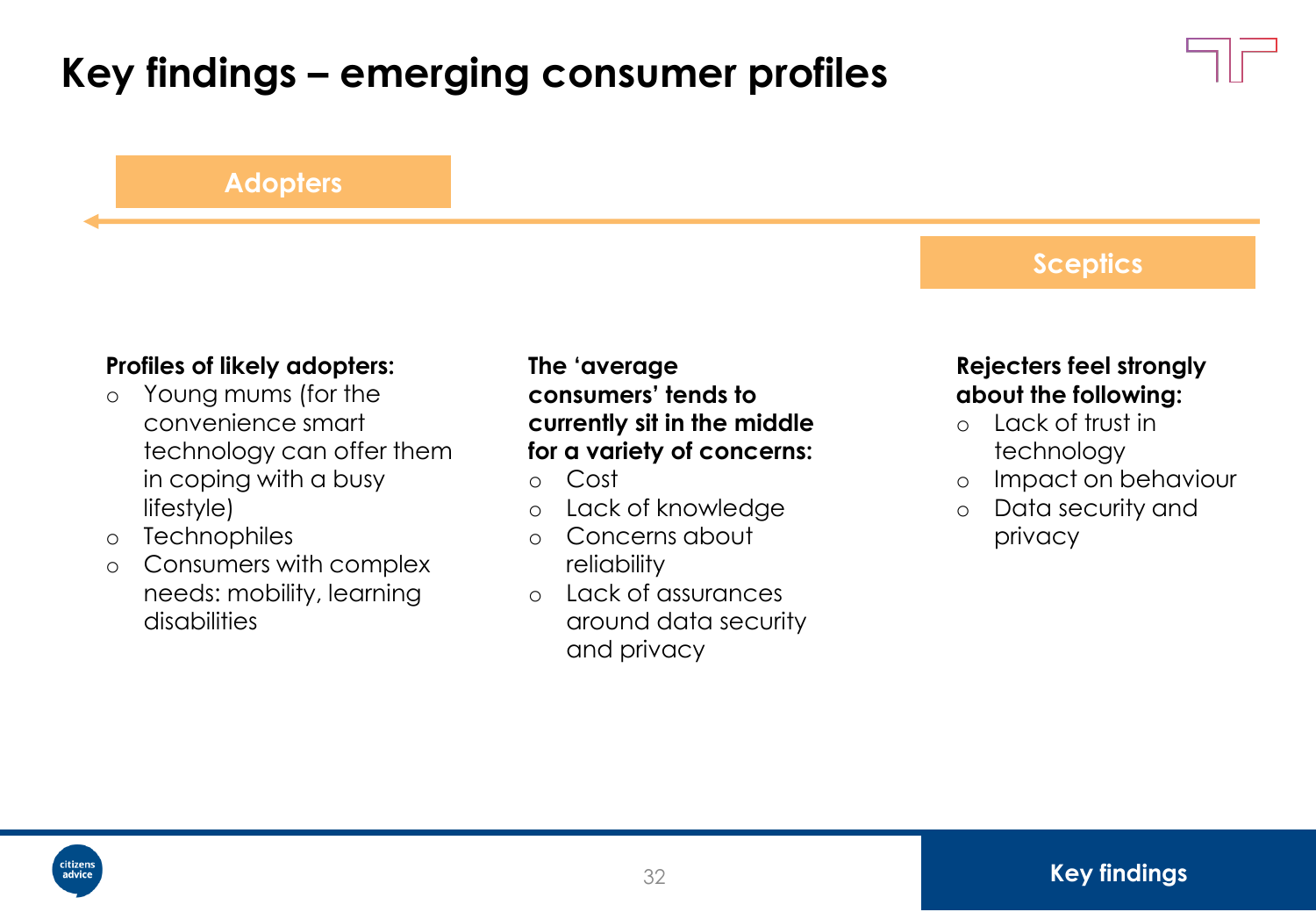# Key findings – emerging consumer profiles

**Adopters** ← → **Sceptics**

**Profiles of likely adopters:**

- Young mums (for the convenience smart technology can offer them in coping with a busy lifestyle)
- Technophiles
- Consumers with complex needs: mobility, learning disabilities

**The 'average consumers' tends to currently sit in the middle for a variety of concerns:**

- Cost
- Lack of knowledge
- Concerns about reliability
- Lack of assurances around data security and privacy

**Rejecters feel strongly about the following:**

- Lack of trust in technology
- Impact on behaviour
- Data security and privacy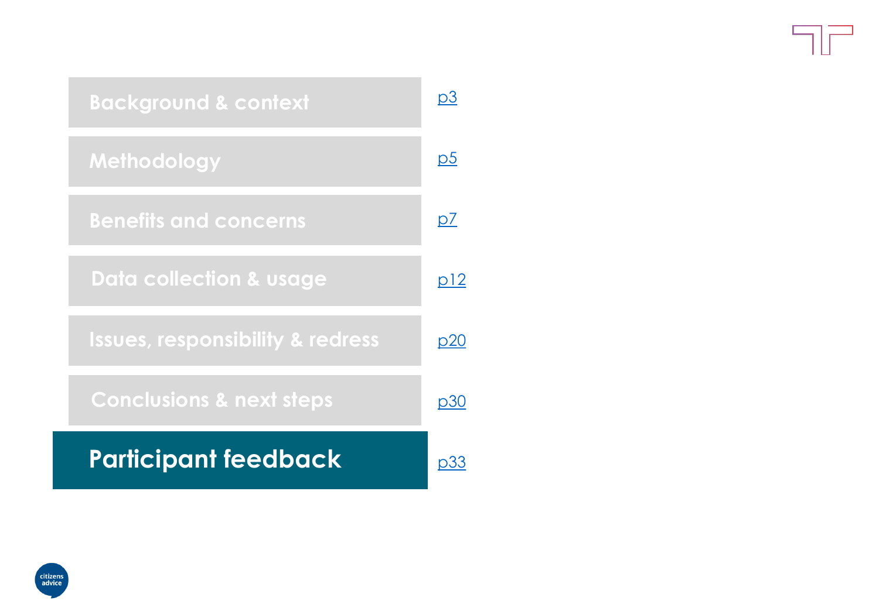| Section | Page |
| --- | --- |
| Background & context | p3 |
| Methodology | p5 |
| Benefits and concerns | p7 |
| Data collection & usage | p12 |
| Issues, responsibility & redress | p20 |
| Conclusions & next steps | p30 |
| **Participant feedback** | p33 |

citizens advice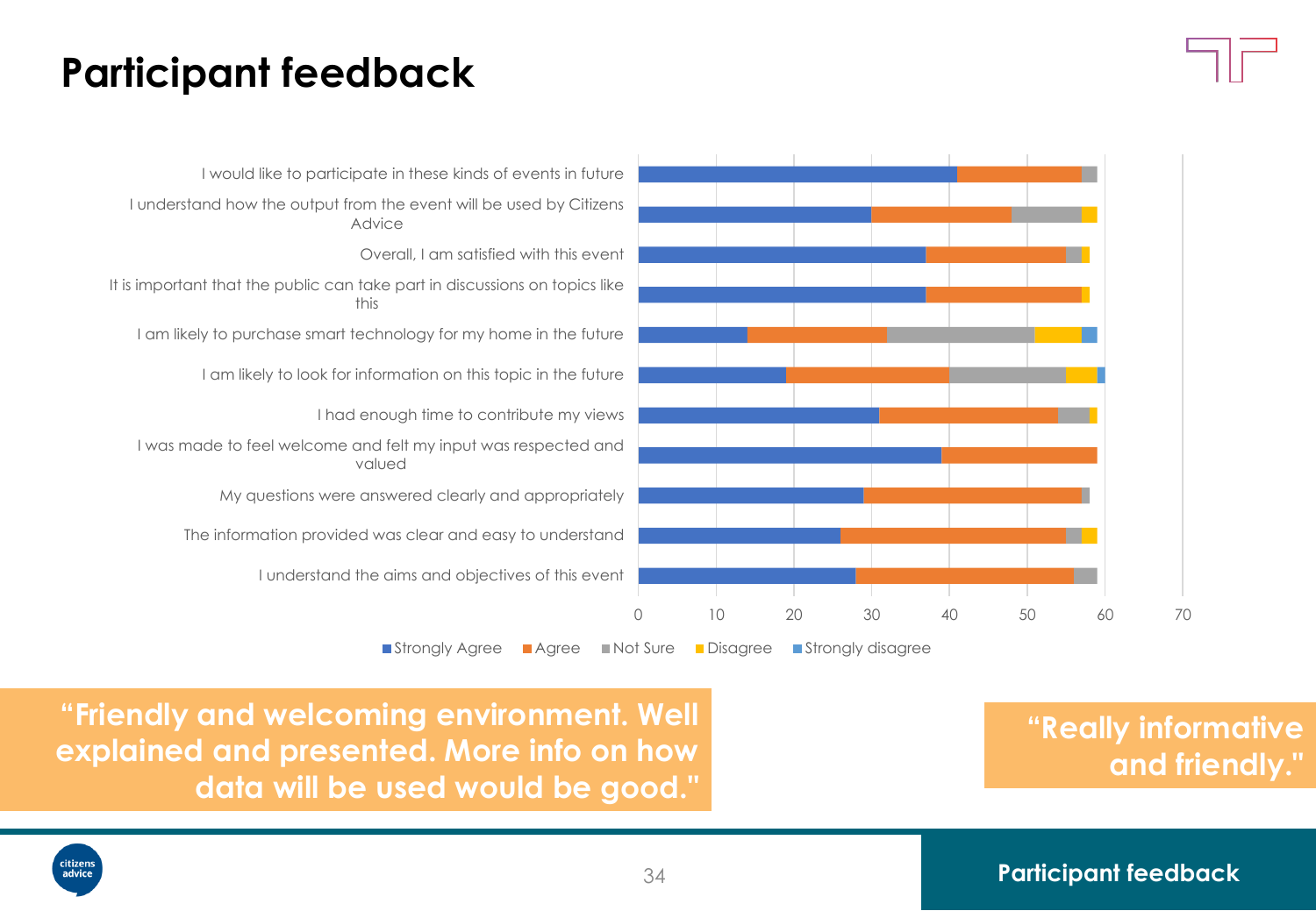# Participant feedback

I would like to participate in these kinds of events in future

I understand how the output from the event will be used by Citizens Advice

Overall, I am satisfied with this event

It is important that the public can take part in discussions on topics like this

I am likely to purchase smart technology for my home in the future

I am likely to look for information on this topic in the future

I had enough time to contribute my views

I was made to feel welcome and felt my input was respected and valued

My questions were answered clearly and appropriately

The information provided was clear and easy to understand

I understand the aims and objectives of this event

0 10 20 30 40 50 60 70

Strongly Agree  Agree  Not Sure  Disagree  Strongly disagree

**"Friendly and welcoming environment. Well explained and presented. More info on how data will be used would be good."**

**"Really informative and friendly."**